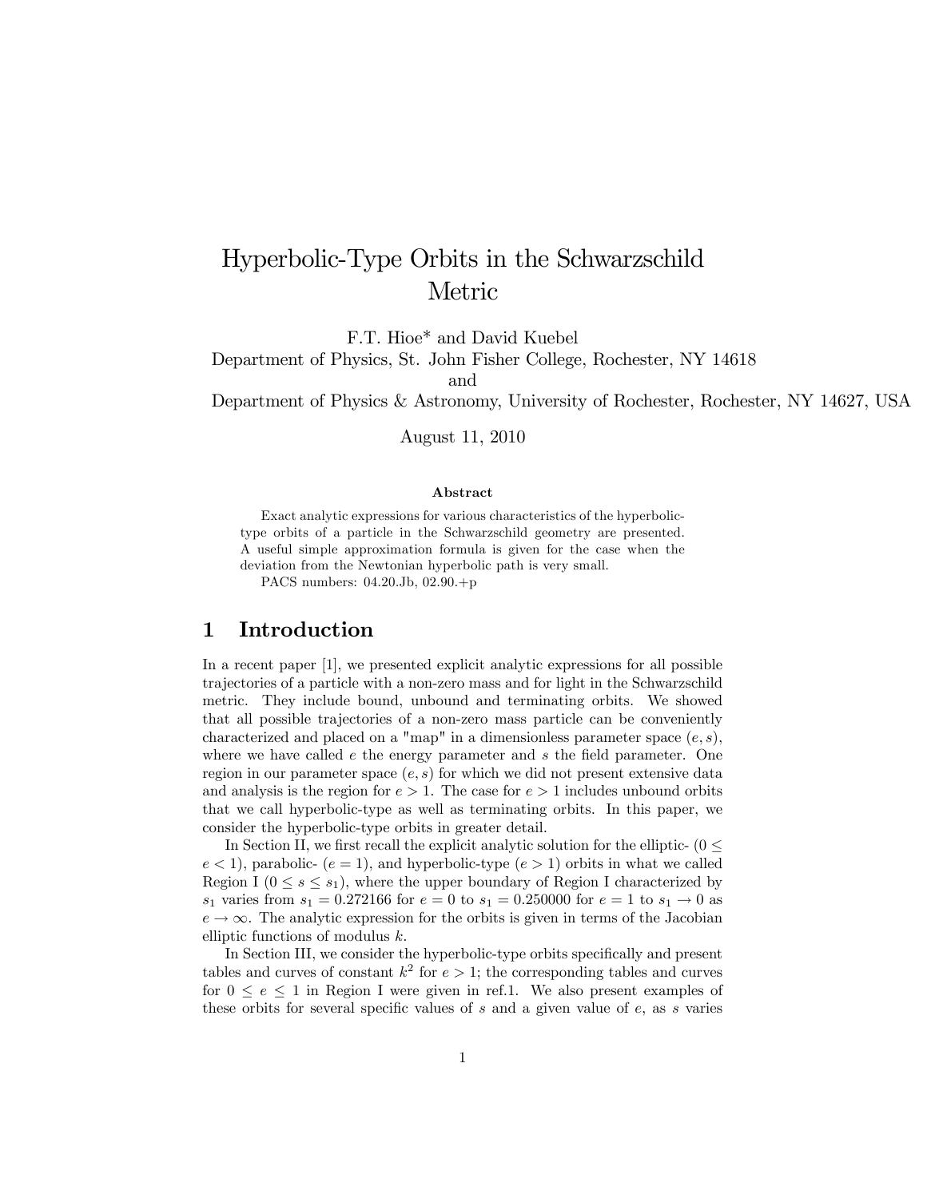# Hyperbolic-Type Orbits in the Schwarzschild Metric

F.T. Hioe* and David Kuebel

Department of Physics, St. John Fisher College, Rochester, NY 14618

and

Department of Physics & Astronomy, University of Rochester, Rochester, NY 14627, USA

August 11, 2010

**Abstract**

Exact analytic expressions for various characteristics of the hyperbolic-type orbits of a particle in the Schwarzschild geometry are presented. A useful simple approximation formula is given for the case when the deviation from the Newtonian hyperbolic path is very small.

PACS numbers: 04.20.Jb, 02.90.+p

## 1 Introduction

In a recent paper [1], we presented explicit analytic expressions for all possible trajectories of a particle with a non-zero mass and for light in the Schwarzschild metric. They include bound, unbound and terminating orbits. We showed that all possible trajectories of a non-zero mass particle can be conveniently characterized and placed on a "map" in a dimensionless parameter space $(e, s)$, where we have called $e$ the energy parameter and $s$ the field parameter. One region in our parameter space $(e, s)$ for which we did not present extensive data and analysis is the region for $e > 1$. The case for $e > 1$ includes unbound orbits that we call hyperbolic-type as well as terminating orbits. In this paper, we consider the hyperbolic-type orbits in greater detail.

In Section II, we first recall the explicit analytic solution for the elliptic- ($0 \leq e < 1$), parabolic- ($e = 1$), and hyperbolic-type ($e > 1$) orbits in what we called Region I ($0 \leq s \leq s_1$), where the upper boundary of Region I characterized by $s_1$ varies from $s_1 = 0.272166$ for $e = 0$ to $s_1 = 0.250000$ for $e = 1$ to $s_1 \to 0$ as $e \to \infty$. The analytic expression for the orbits is given in terms of the Jacobian elliptic functions of modulus $k$.

In Section III, we consider the hyperbolic-type orbits specifically and present tables and curves of constant $k^2$ for $e > 1$; the corresponding tables and curves for $0 \leq e \leq 1$ in Region I were given in ref.1. We also present examples of these orbits for several specific values of $s$ and a given value of $e$, as $s$ varies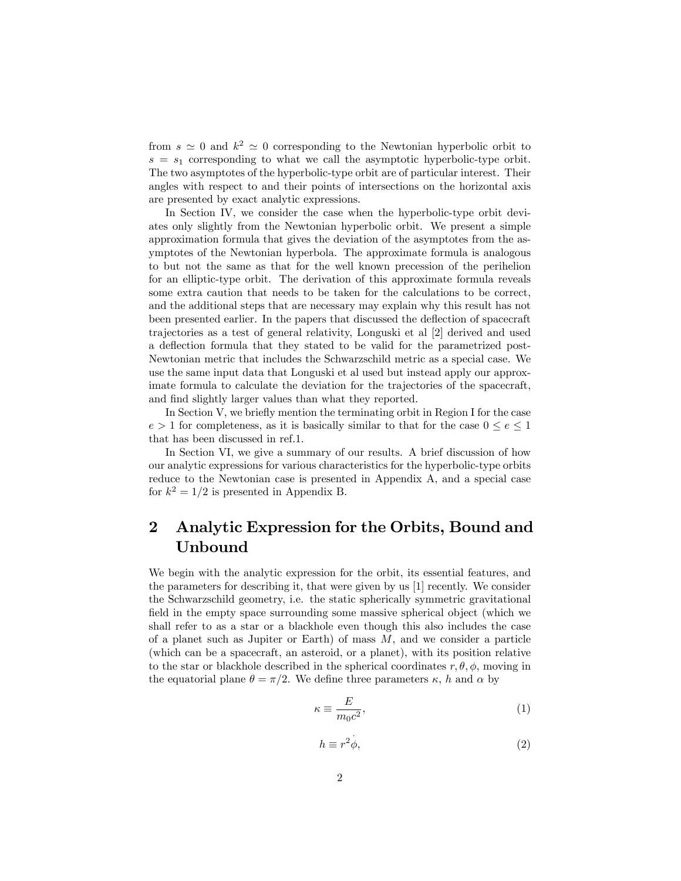from $s \simeq 0$ and $k^2 \simeq 0$ corresponding to the Newtonian hyperbolic orbit to $s = s_1$ corresponding to what we call the asymptotic hyperbolic-type orbit. The two asymptotes of the hyperbolic-type orbit are of particular interest. Their angles with respect to and their points of intersections on the horizontal axis are presented by exact analytic expressions.

In Section IV, we consider the case when the hyperbolic-type orbit deviates only slightly from the Newtonian hyperbolic orbit. We present a simple approximation formula that gives the deviation of the asymptotes from the asymptotes of the Newtonian hyperbola. The approximate formula is analogous to but not the same as that for the well known precession of the perihelion for an elliptic-type orbit. The derivation of this approximate formula reveals some extra caution that needs to be taken for the calculations to be correct, and the additional steps that are necessary may explain why this result has not been presented earlier. In the papers that discussed the deflection of spacecraft trajectories as a test of general relativity, Longuski et al [2] derived and used a deflection formula that they stated to be valid for the parametrized post-Newtonian metric that includes the Schwarzschild metric as a special case. We use the same input data that Longuski et al used but instead apply our approximate formula to calculate the deviation for the trajectories of the spacecraft, and find slightly larger values than what they reported.

In Section V, we briefly mention the terminating orbit in Region I for the case $e > 1$ for completeness, as it is basically similar to that for the case $0 \leq e \leq 1$ that has been discussed in ref.1.

In Section VI, we give a summary of our results. A brief discussion of how our analytic expressions for various characteristics for the hyperbolic-type orbits reduce to the Newtonian case is presented in Appendix A, and a special case for $k^2 = 1/2$ is presented in Appendix B.

## 2 Analytic Expression for the Orbits, Bound and Unbound

We begin with the analytic expression for the orbit, its essential features, and the parameters for describing it, that were given by us [1] recently. We consider the Schwarzschild geometry, i.e. the static spherically symmetric gravitational field in the empty space surrounding some massive spherical object (which we shall refer to as a star or a blackhole even though this also includes the case of a planet such as Jupiter or Earth) of mass $M$, and we consider a particle (which can be a spacecraft, an asteroid, or a planet), with its position relative to the star or blackhole described in the spherical coordinates $r, \theta, \phi$, moving in the equatorial plane $\theta = \pi/2$. We define three parameters $\kappa$, $h$ and $\alpha$ by

$$\kappa \equiv \frac{E}{m_0 c^2}, \tag{1}$$

$$h \equiv r^2 \dot{\phi}, \tag{2}$$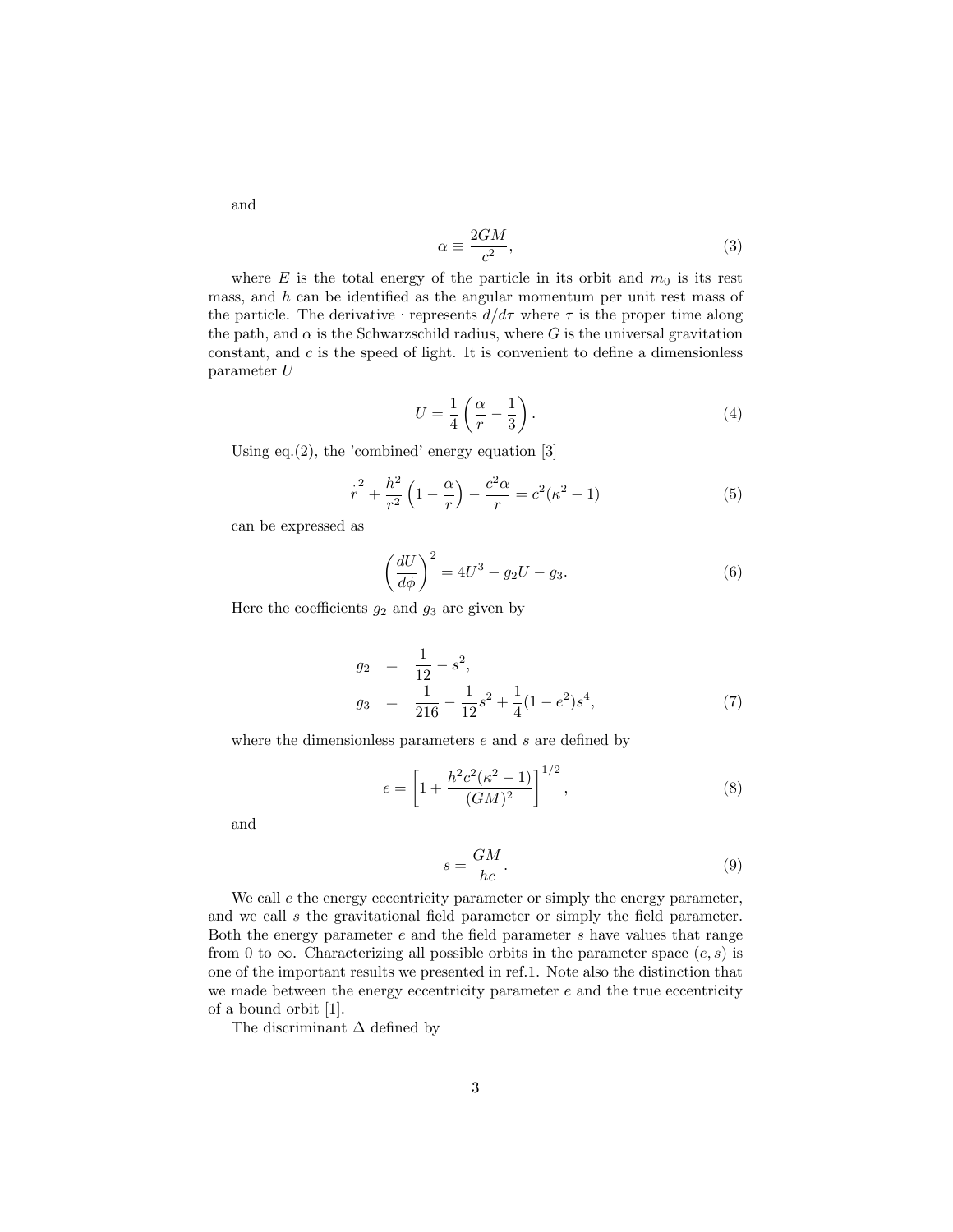and

$$\alpha \equiv \frac{2GM}{c^2}, \tag{3}$$

where $E$ is the total energy of the particle in its orbit and $m_0$ is its rest mass, and $h$ can be identified as the angular momentum per unit rest mass of the particle. The derivative $\cdot$ represents $d/d\tau$ where $\tau$ is the proper time along the path, and $\alpha$ is the Schwarzschild radius, where $G$ is the universal gravitation constant, and $c$ is the speed of light. It is convenient to define a dimensionless parameter $U$

$$U = \frac{1}{4}\left(\frac{\alpha}{r} - \frac{1}{3}\right). \tag{4}$$

Using eq.(2), the 'combined' energy equation [3]

$$\dot{r}^2 + \frac{h^2}{r^2}\left(1 - \frac{\alpha}{r}\right) - \frac{c^2\alpha}{r} = c^2(\kappa^2 - 1) \tag{5}$$

can be expressed as

$$\left(\frac{dU}{d\phi}\right)^2 = 4U^3 - g_2 U - g_3. \tag{6}$$

Here the coefficients $g_2$ and $g_3$ are given by

$$\begin{aligned} g_2 &= \frac{1}{12} - s^2, \\ g_3 &= \frac{1}{216} - \frac{1}{12}s^2 + \frac{1}{4}(1 - e^2)s^4, \end{aligned} \tag{7}$$

where the dimensionless parameters $e$ and $s$ are defined by

$$e = \left[1 + \frac{h^2 c^2(\kappa^2 - 1)}{(GM)^2}\right]^{1/2}, \tag{8}$$

and

$$s = \frac{GM}{hc}. \tag{9}$$

We call $e$ the energy eccentricity parameter or simply the energy parameter, and we call $s$ the gravitational field parameter or simply the field parameter. Both the energy parameter $e$ and the field parameter $s$ have values that range from 0 to $\infty$. Characterizing all possible orbits in the parameter space $(e, s)$ is one of the important results we presented in ref.1. Note also the distinction that we made between the energy eccentricity parameter $e$ and the true eccentricity of a bound orbit [1].

The discriminant $\Delta$ defined by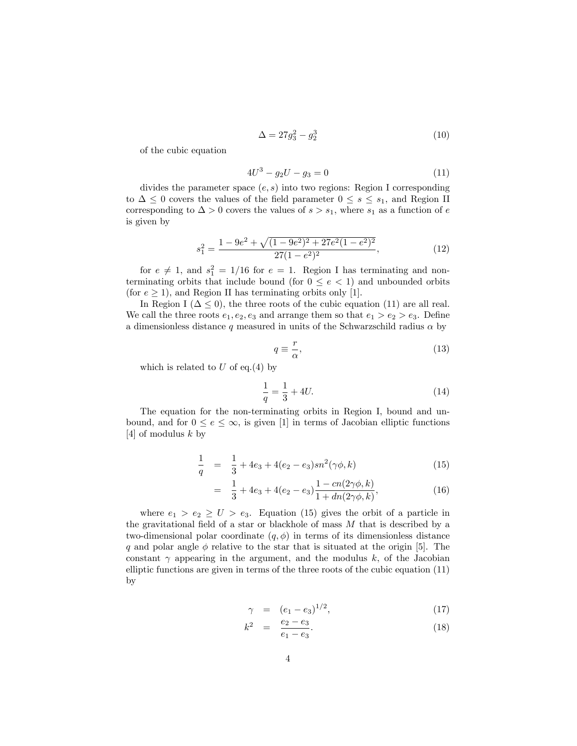$$\Delta = 27g_3^2 - g_2^3 \tag{10}$$

of the cubic equation

$$4U^3 - g_2 U - g_3 = 0 \tag{11}$$

divides the parameter space $(e, s)$ into two regions: Region I corresponding to $\Delta \leq 0$ covers the values of the field parameter $0 \leq s \leq s_1$, and Region II corresponding to $\Delta > 0$ covers the values of $s > s_1$, where $s_1$ as a function of $e$ is given by

$$s_1^2 = \frac{1 - 9e^2 + \sqrt{(1-9e^2)^2 + 27e^2(1-e^2)^2}}{27(1-e^2)^2}, \tag{12}$$

for $e \neq 1$, and $s_1^2 = 1/16$ for $e = 1$. Region I has terminating and non-terminating orbits that include bound (for $0 \leq e < 1$) and unbounded orbits (for $e \geq 1$), and Region II has terminating orbits only [1].

In Region I ($\Delta \leq 0$), the three roots of the cubic equation (11) are all real. We call the three roots $e_1, e_2, e_3$ and arrange them so that $e_1 > e_2 > e_3$. Define a dimensionless distance $q$ measured in units of the Schwarzschild radius $\alpha$ by

$$q \equiv \frac{r}{\alpha}, \tag{13}$$

which is related to $U$ of eq.(4) by

$$\frac{1}{q} = \frac{1}{3} + 4U. \tag{14}$$

The equation for the non-terminating orbits in Region I, bound and unbound, and for $0 \leq e \leq \infty$, is given [1] in terms of Jacobian elliptic functions [4] of modulus $k$ by

$$\frac{1}{q} = \frac{1}{3} + 4e_3 + 4(e_2 - e_3)sn^2(\gamma\phi, k) \tag{15}$$

$$= \frac{1}{3} + 4e_3 + 4(e_2 - e_3)\frac{1 - cn(2\gamma\phi, k)}{1 + dn(2\gamma\phi, k)}, \tag{16}$$

where $e_1 > e_2 \geq U > e_3$. Equation (15) gives the orbit of a particle in the gravitational field of a star or blackhole of mass $M$ that is described by a two-dimensional polar coordinate $(q, \phi)$ in terms of its dimensionless distance $q$ and polar angle $\phi$ relative to the star that is situated at the origin [5]. The constant $\gamma$ appearing in the argument, and the modulus $k$, of the Jacobian elliptic functions are given in terms of the three roots of the cubic equation (11) by

$$\gamma = (e_1 - e_3)^{1/2}, \tag{17}$$

$$k^2 = \frac{e_2 - e_3}{e_1 - e_3}. \tag{18}$$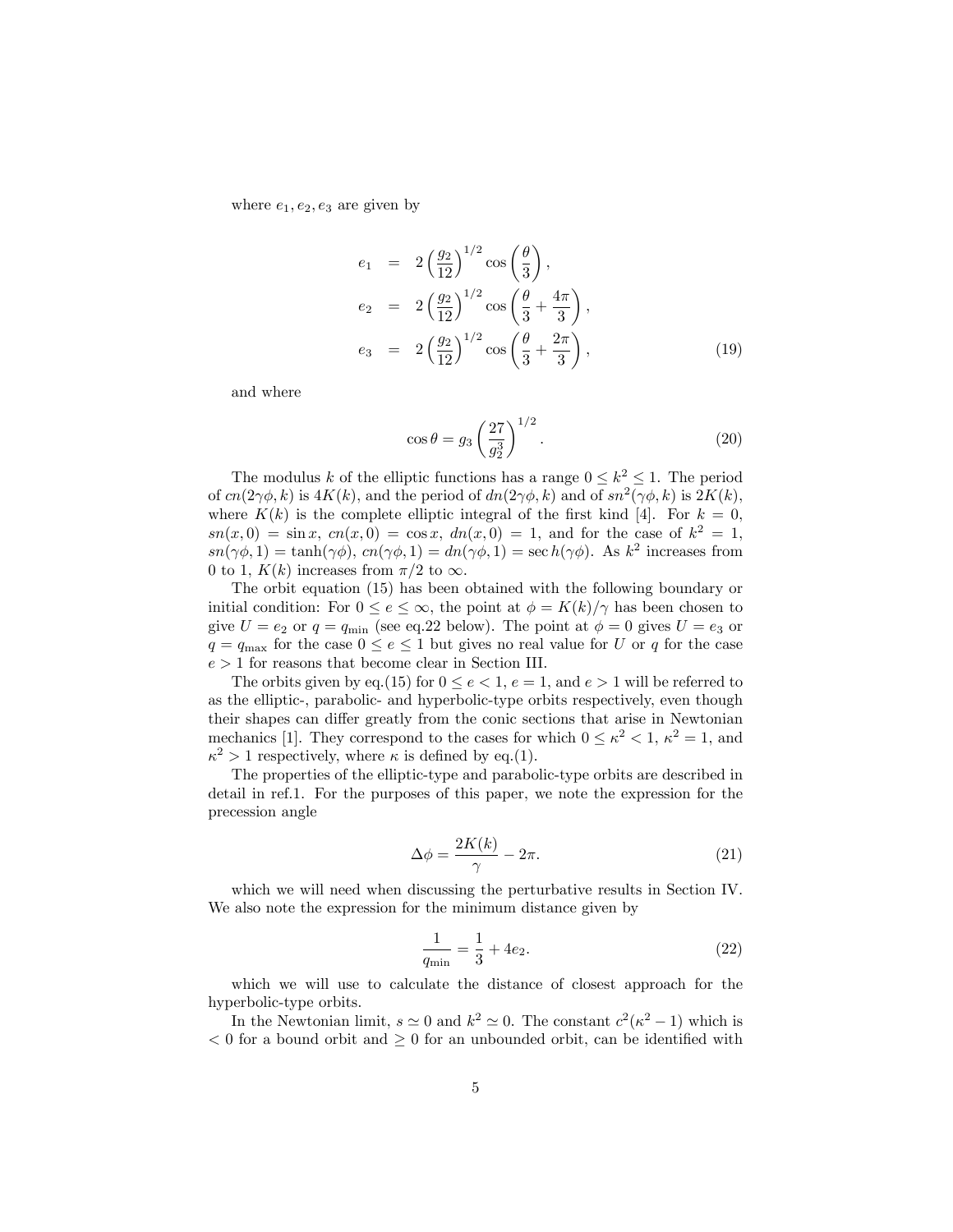where $e_1, e_2, e_3$ are given by

$$
\begin{aligned}
e_1 &= 2\left(\frac{g_2}{12}\right)^{1/2} \cos\left(\frac{\theta}{3}\right), \\
e_2 &= 2\left(\frac{g_2}{12}\right)^{1/2} \cos\left(\frac{\theta}{3} + \frac{4\pi}{3}\right), \\
e_3 &= 2\left(\frac{g_2}{12}\right)^{1/2} \cos\left(\frac{\theta}{3} + \frac{2\pi}{3}\right),
\end{aligned}
\tag{19}
$$

and where

$$
\cos\theta = g_3 \left(\frac{27}{g_2^3}\right)^{1/2}. \tag{20}
$$

The modulus $k$ of the elliptic functions has a range $0 \leq k^2 \leq 1$. The period of $cn(2\gamma\phi, k)$ is $4K(k)$, and the period of $dn(2\gamma\phi, k)$ and of $sn^2(\gamma\phi, k)$ is $2K(k)$, where $K(k)$ is the complete elliptic integral of the first kind [4]. For $k = 0$, $sn(x, 0) = \sin x$, $cn(x, 0) = \cos x$, $dn(x, 0) = 1$, and for the case of $k^2 = 1$, $sn(\gamma\phi, 1) = \tanh(\gamma\phi)$, $cn(\gamma\phi, 1) = dn(\gamma\phi, 1) = \sec h(\gamma\phi)$. As $k^2$ increases from 0 to 1, $K(k)$ increases from $\pi/2$ to $\infty$.

The orbit equation (15) has been obtained with the following boundary or initial condition: For $0 \leq e \leq \infty$, the point at $\phi = K(k)/\gamma$ has been chosen to give $U = e_2$ or $q = q_{\min}$ (see eq.22 below). The point at $\phi = 0$ gives $U = e_3$ or $q = q_{\max}$ for the case $0 \leq e \leq 1$ but gives no real value for $U$ or $q$ for the case $e > 1$ for reasons that become clear in Section III.

The orbits given by eq.(15) for $0 \leq e < 1$, $e = 1$, and $e > 1$ will be referred to as the elliptic-, parabolic- and hyperbolic-type orbits respectively, even though their shapes can differ greatly from the conic sections that arise in Newtonian mechanics [1]. They correspond to the cases for which $0 \leq \kappa^2 < 1$, $\kappa^2 = 1$, and $\kappa^2 > 1$ respectively, where $\kappa$ is defined by eq.(1).

The properties of the elliptic-type and parabolic-type orbits are described in detail in ref.1. For the purposes of this paper, we note the expression for the precession angle

$$
\Delta\phi = \frac{2K(k)}{\gamma} - 2\pi. \tag{21}
$$

which we will need when discussing the perturbative results in Section IV. We also note the expression for the minimum distance given by

$$
\frac{1}{q_{\min}} = \frac{1}{3} + 4e_2. \tag{22}
$$

which we will use to calculate the distance of closest approach for the hyperbolic-type orbits.

In the Newtonian limit, $s \simeq 0$ and $k^2 \simeq 0$. The constant $c^2(\kappa^2 - 1)$ which is $< 0$ for a bound orbit and $\geq 0$ for an unbounded orbit, can be identified with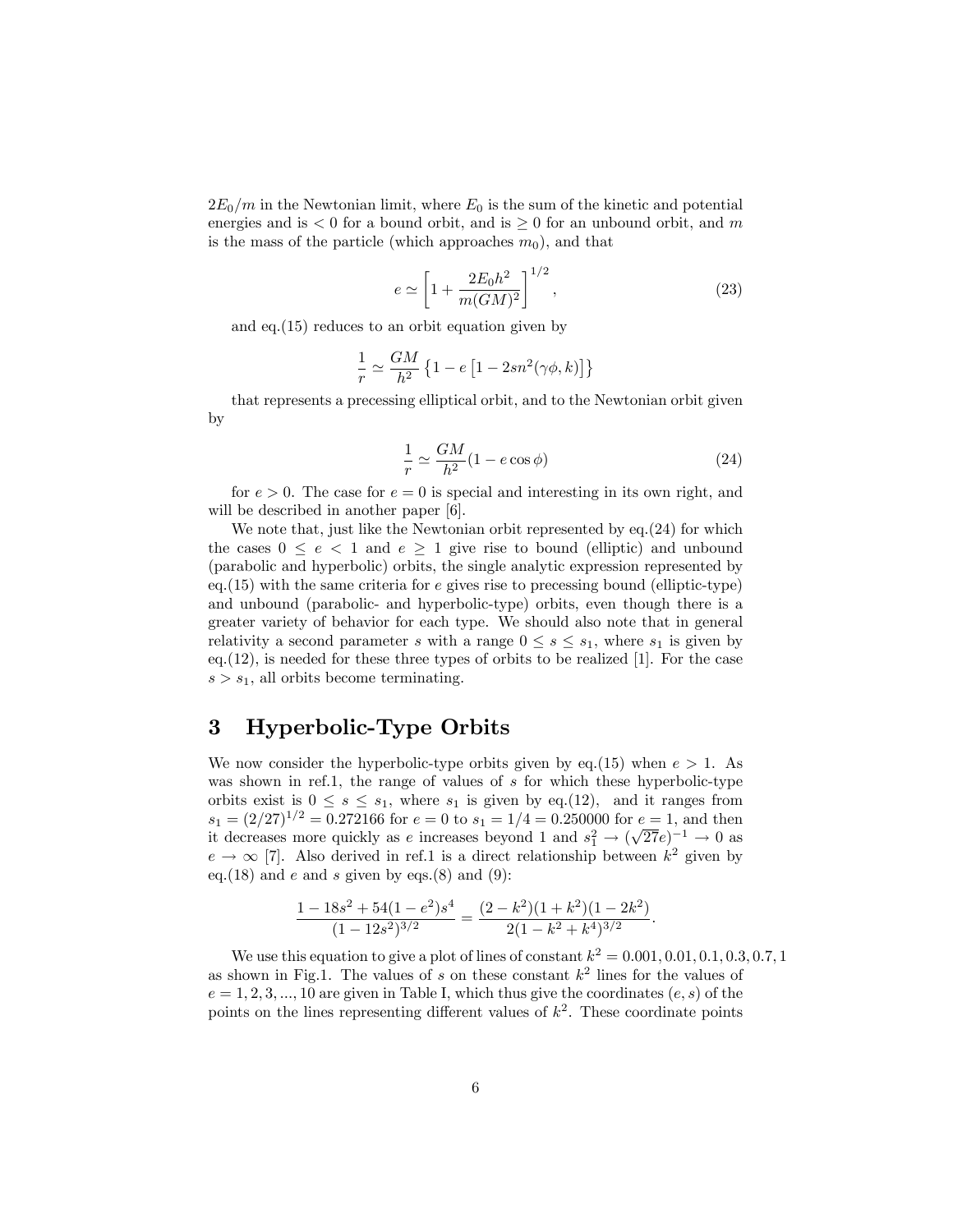$2E_0/m$ in the Newtonian limit, where $E_0$ is the sum of the kinetic and potential energies and is $< 0$ for a bound orbit, and is $\geq 0$ for an unbound orbit, and $m$ is the mass of the particle (which approaches $m_0$), and that

$$e \simeq \left[1 + \frac{2E_0 h^2}{m(GM)^2}\right]^{1/2}, \tag{23}$$

and eq.(15) reduces to an orbit equation given by

$$\frac{1}{r} \simeq \frac{GM}{h^2}\left\{1 - e\left[1 - 2sn^2(\gamma\phi, k)\right]\right\}$$

that represents a precessing elliptical orbit, and to the Newtonian orbit given by

$$\frac{1}{r} \simeq \frac{GM}{h^2}(1 - e\cos\phi) \tag{24}$$

for $e > 0$. The case for $e = 0$ is special and interesting in its own right, and will be described in another paper [6].

We note that, just like the Newtonian orbit represented by eq.(24) for which the cases $0 \leq e < 1$ and $e \geq 1$ give rise to bound (elliptic) and unbound (parabolic and hyperbolic) orbits, the single analytic expression represented by eq.(15) with the same criteria for $e$ gives rise to precessing bound (elliptic-type) and unbound (parabolic- and hyperbolic-type) orbits, even though there is a greater variety of behavior for each type. We should also note that in general relativity a second parameter $s$ with a range $0 \leq s \leq s_1$, where $s_1$ is given by eq.(12), is needed for these three types of orbits to be realized [1]. For the case $s > s_1$, all orbits become terminating.

## 3 Hyperbolic-Type Orbits

We now consider the hyperbolic-type orbits given by eq.(15) when $e > 1$. As was shown in ref.1, the range of values of $s$ for which these hyperbolic-type orbits exist is $0 \leq s \leq s_1$, where $s_1$ is given by eq.(12), and it ranges from $s_1 = (2/27)^{1/2} = 0.272166$ for $e = 0$ to $s_1 = 1/4 = 0.250000$ for $e = 1$, and then it decreases more quickly as $e$ increases beyond 1 and $s_1^2 \to (\sqrt{27}e)^{-1} \to 0$ as $e \to \infty$ [7]. Also derived in ref.1 is a direct relationship between $k^2$ given by eq.(18) and $e$ and $s$ given by eqs.(8) and (9):

$$\frac{1 - 18s^2 + 54(1 - e^2)s^4}{(1 - 12s^2)^{3/2}} = \frac{(2 - k^2)(1 + k^2)(1 - 2k^2)}{2(1 - k^2 + k^4)^{3/2}}.$$

We use this equation to give a plot of lines of constant $k^2 = 0.001, 0.01, 0.1, 0.3, 0.7, 1$ as shown in Fig.1. The values of $s$ on these constant $k^2$ lines for the values of $e = 1, 2, 3, ..., 10$ are given in Table I, which thus give the coordinates $(e, s)$ of the points on the lines representing different values of $k^2$. These coordinate points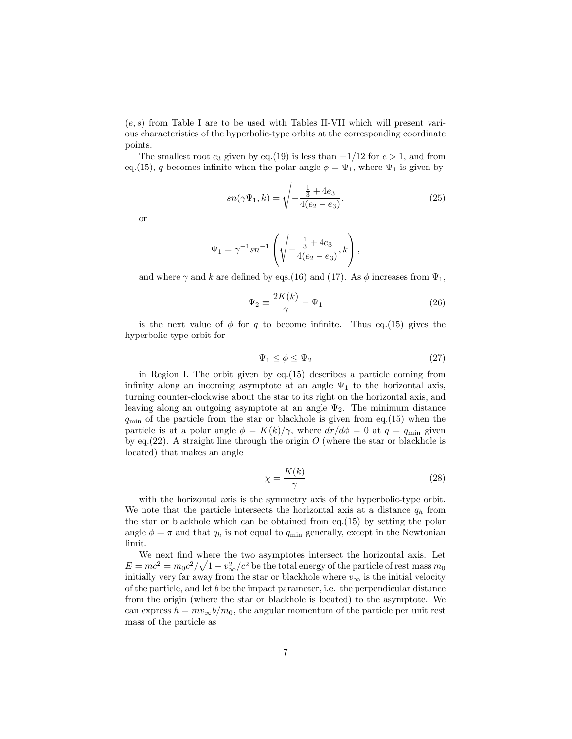$(e, s)$ from Table I are to be used with Tables II-VII which will present various characteristics of the hyperbolic-type orbits at the corresponding coordinate points.

The smallest root $e_3$ given by eq.(19) is less than $-1/12$ for $e > 1$, and from eq.(15), $q$ becomes infinite when the polar angle $\phi = \Psi_1$, where $\Psi_1$ is given by

$$sn(\gamma\Psi_1, k) = \sqrt{-\frac{\frac{1}{3} + 4e_3}{4(e_2 - e_3)}}, \tag{25}$$

or

$$\Psi_1 = \gamma^{-1} sn^{-1}\left(\sqrt{-\frac{\frac{1}{3} + 4e_3}{4(e_2 - e_3)}}, k\right),$$

and where $\gamma$ and $k$ are defined by eqs.(16) and (17). As $\phi$ increases from $\Psi_1$,

$$\Psi_2 \equiv \frac{2K(k)}{\gamma} - \Psi_1 \tag{26}$$

is the next value of $\phi$ for $q$ to become infinite. Thus eq.(15) gives the hyperbolic-type orbit for

$$\Psi_1 \leq \phi \leq \Psi_2 \tag{27}$$

in Region I. The orbit given by eq.(15) describes a particle coming from infinity along an incoming asymptote at an angle $\Psi_1$ to the horizontal axis, turning counter-clockwise about the star to its right on the horizontal axis, and leaving along an outgoing asymptote at an angle $\Psi_2$. The minimum distance $q_{\min}$ of the particle from the star or blackhole is given from eq.(15) when the particle is at a polar angle $\phi = K(k)/\gamma$, where $dr/d\phi = 0$ at $q = q_{\min}$ given by eq.(22). A straight line through the origin $O$ (where the star or blackhole is located) that makes an angle

$$\chi = \frac{K(k)}{\gamma} \tag{28}$$

with the horizontal axis is the symmetry axis of the hyperbolic-type orbit. We note that the particle intersects the horizontal axis at a distance $q_h$ from the star or blackhole which can be obtained from eq.(15) by setting the polar angle $\phi = \pi$ and that $q_h$ is not equal to $q_{\min}$ generally, except in the Newtonian limit.

We next find where the two asymptotes intersect the horizontal axis. Let $E = mc^2 = m_0c^2/\sqrt{1 - v_\infty^2/c^2}$ be the total energy of the particle of rest mass $m_0$ initially very far away from the star or blackhole where $v_\infty$ is the initial velocity of the particle, and let $b$ be the impact parameter, i.e. the perpendicular distance from the origin (where the star or blackhole is located) to the asymptote. We can express $h = mv_\infty b/m_0$, the angular momentum of the particle per unit rest mass of the particle as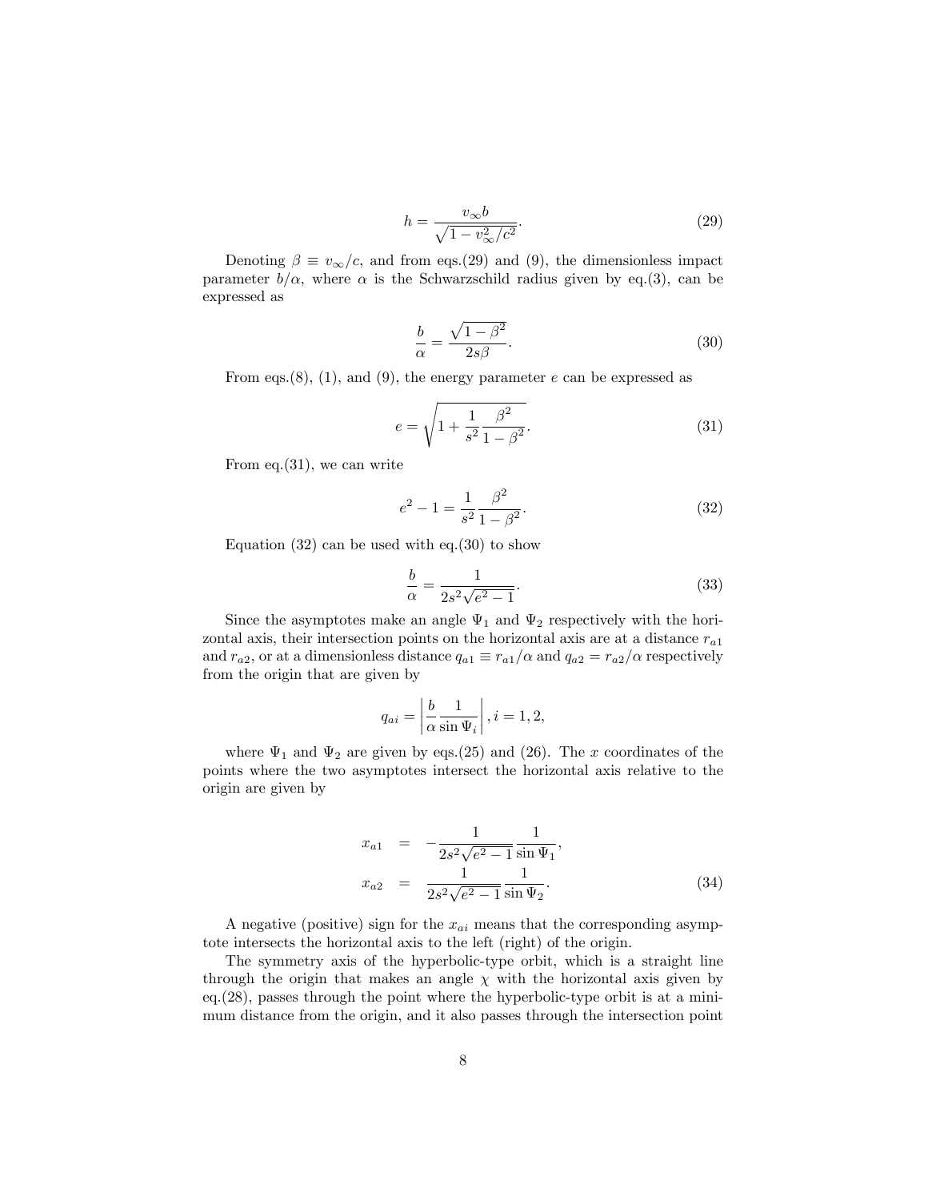$$h = \frac{v_\infty b}{\sqrt{1 - v_\infty^2/c^2}}. \tag{29}$$

Denoting $\beta \equiv v_\infty/c$, and from eqs.(29) and (9), the dimensionless impact parameter $b/\alpha$, where $\alpha$ is the Schwarzschild radius given by eq.(3), can be expressed as

$$\frac{b}{\alpha} = \frac{\sqrt{1-\beta^2}}{2s\beta}. \tag{30}$$

From eqs.(8), (1), and (9), the energy parameter $e$ can be expressed as

$$e = \sqrt{1 + \frac{1}{s^2}\frac{\beta^2}{1-\beta^2}}. \tag{31}$$

From eq.(31), we can write

$$e^2 - 1 = \frac{1}{s^2}\frac{\beta^2}{1-\beta^2}. \tag{32}$$

Equation (32) can be used with eq.(30) to show

$$\frac{b}{\alpha} = \frac{1}{2s^2\sqrt{e^2-1}}. \tag{33}$$

Since the asymptotes make an angle $\Psi_1$ and $\Psi_2$ respectively with the horizontal axis, their intersection points on the horizontal axis are at a distance $r_{a1}$ and $r_{a2}$, or at a dimensionless distance $q_{a1} \equiv r_{a1}/\alpha$ and $q_{a2} = r_{a2}/\alpha$ respectively from the origin that are given by

$$q_{ai} = \left|\frac{b}{\alpha}\frac{1}{\sin\Psi_i}\right|, i = 1, 2,$$

where $\Psi_1$ and $\Psi_2$ are given by eqs.(25) and (26). The $x$ coordinates of the points where the two asymptotes intersect the horizontal axis relative to the origin are given by

$$\begin{aligned} x_{a1} &= -\frac{1}{2s^2\sqrt{e^2-1}}\frac{1}{\sin\Psi_1}, \\ x_{a2} &= \frac{1}{2s^2\sqrt{e^2-1}}\frac{1}{\sin\Psi_2}. \end{aligned} \tag{34}$$

A negative (positive) sign for the $x_{ai}$ means that the corresponding asymptote intersects the horizontal axis to the left (right) of the origin.

The symmetry axis of the hyperbolic-type orbit, which is a straight line through the origin that makes an angle $\chi$ with the horizontal axis given by eq.(28), passes through the point where the hyperbolic-type orbit is at a minimum distance from the origin, and it also passes through the intersection point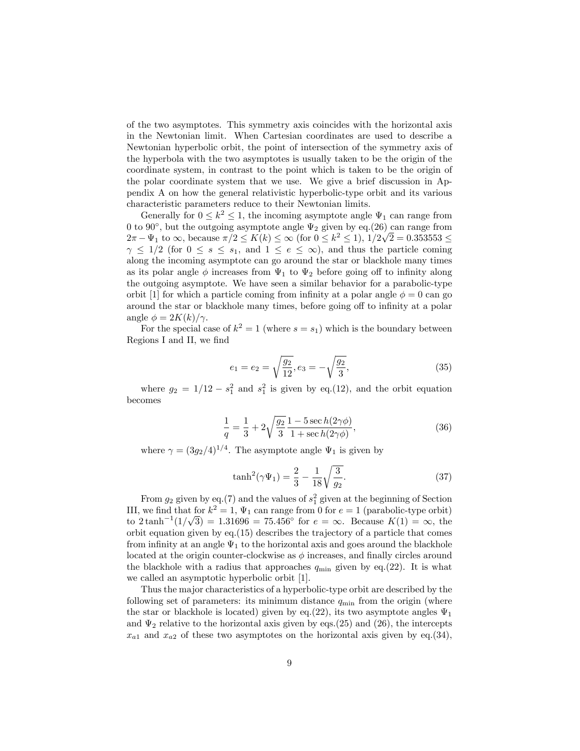of the two asymptotes. This symmetry axis coincides with the horizontal axis in the Newtonian limit. When Cartesian coordinates are used to describe a Newtonian hyperbolic orbit, the point of intersection of the symmetry axis of the hyperbola with the two asymptotes is usually taken to be the origin of the coordinate system, in contrast to the point which is taken to be the origin of the polar coordinate system that we use. We give a brief discussion in Appendix A on how the general relativistic hyperbolic-type orbit and its various characteristic parameters reduce to their Newtonian limits.

Generally for $0 \leq k^2 \leq 1$, the incoming asymptote angle $\Psi_1$ can range from 0 to 90°, but the outgoing asymptote angle $\Psi_2$ given by eq.(26) can range from $2\pi - \Psi_1$ to $\infty$, because $\pi/2 \leq K(k) \leq \infty$ (for $0 \leq k^2 \leq 1$), $1/2\sqrt{2} = 0.353553 \leq \gamma \leq 1/2$ (for $0 \leq s \leq s_1$, and $1 \leq e \leq \infty$), and thus the particle coming along the incoming asymptote can go around the star or blackhole many times as its polar angle $\phi$ increases from $\Psi_1$ to $\Psi_2$ before going off to infinity along the outgoing asymptote. We have seen a similar behavior for a parabolic-type orbit [1] for which a particle coming from infinity at a polar angle $\phi = 0$ can go around the star or blackhole many times, before going off to infinity at a polar angle $\phi = 2K(k)/\gamma$.

For the special case of $k^2 = 1$ (where $s = s_1$) which is the boundary between Regions I and II, we find

$$e_1 = e_2 = \sqrt{\frac{g_2}{12}}, e_3 = -\sqrt{\frac{g_2}{3}}, \tag{35}$$

where $g_2 = 1/12 - s_1^2$ and $s_1^2$ is given by eq.(12), and the orbit equation becomes

$$\frac{1}{q} = \frac{1}{3} + 2\sqrt{\frac{g_2}{3}} \frac{1 - 5\sec h(2\gamma\phi)}{1 + \sec h(2\gamma\phi)}, \tag{36}$$

where $\gamma = (3g_2/4)^{1/4}$. The asymptote angle $\Psi_1$ is given by

$$\tanh^2(\gamma\Psi_1) = \frac{2}{3} - \frac{1}{18}\sqrt{\frac{3}{g_2}}. \tag{37}$$

From $g_2$ given by eq.(7) and the values of $s_1^2$ given at the beginning of Section III, we find that for $k^2 = 1$, $\Psi_1$ can range from 0 for $e = 1$ (parabolic-type orbit) to $2\tanh^{-1}(1/\sqrt{3}) = 1.31696 = 75.456°$ for $e = \infty$. Because $K(1) = \infty$, the orbit equation given by eq.(15) describes the trajectory of a particle that comes from infinity at an angle $\Psi_1$ to the horizontal axis and goes around the blackhole located at the origin counter-clockwise as $\phi$ increases, and finally circles around the blackhole with a radius that approaches $q_{\min}$ given by eq.(22). It is what we called an asymptotic hyperbolic orbit [1].

Thus the major characteristics of a hyperbolic-type orbit are described by the following set of parameters: its minimum distance $q_{\min}$ from the origin (where the star or blackhole is located) given by eq.(22), its two asymptote angles $\Psi_1$ and $\Psi_2$ relative to the horizontal axis given by eqs.(25) and (26), the intercepts $x_{a1}$ and $x_{a2}$ of these two asymptotes on the horizontal axis given by eq.(34),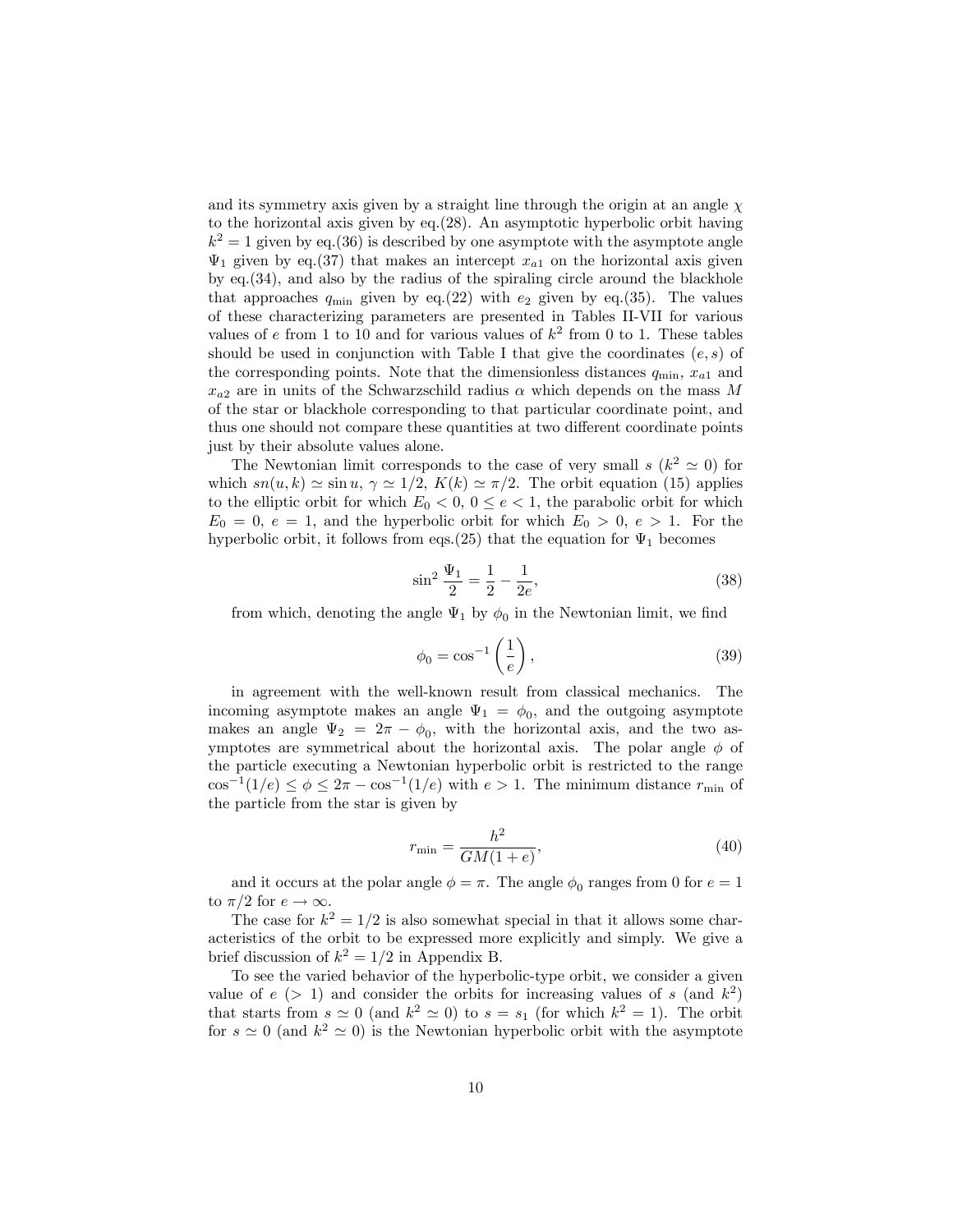and its symmetry axis given by a straight line through the origin at an angle $\chi$ to the horizontal axis given by eq.(28). An asymptotic hyperbolic orbit having $k^2 = 1$ given by eq.(36) is described by one asymptote with the asymptote angle $\Psi_1$ given by eq.(37) that makes an intercept $x_{a1}$ on the horizontal axis given by eq.(34), and also by the radius of the spiraling circle around the blackhole that approaches $q_{\min}$ given by eq.(22) with $e_2$ given by eq.(35). The values of these characterizing parameters are presented in Tables II-VII for various values of $e$ from 1 to 10 and for various values of $k^2$ from 0 to 1. These tables should be used in conjunction with Table I that give the coordinates $(e, s)$ of the corresponding points. Note that the dimensionless distances $q_{\min}$, $x_{a1}$ and $x_{a2}$ are in units of the Schwarzschild radius $\alpha$ which depends on the mass $M$ of the star or blackhole corresponding to that particular coordinate point, and thus one should not compare these quantities at two different coordinate points just by their absolute values alone.

The Newtonian limit corresponds to the case of very small $s$ ($k^2 \simeq 0$) for which $sn(u, k) \simeq \sin u$, $\gamma \simeq 1/2$, $K(k) \simeq \pi/2$. The orbit equation (15) applies to the elliptic orbit for which $E_0 < 0$, $0 \leq e < 1$, the parabolic orbit for which $E_0 = 0$, $e = 1$, and the hyperbolic orbit for which $E_0 > 0$, $e > 1$. For the hyperbolic orbit, it follows from eqs.(25) that the equation for $\Psi_1$ becomes

$$\sin^2 \frac{\Psi_1}{2} = \frac{1}{2} - \frac{1}{2e}, \tag{38}$$

from which, denoting the angle $\Psi_1$ by $\phi_0$ in the Newtonian limit, we find

$$\phi_0 = \cos^{-1}\left(\frac{1}{e}\right), \tag{39}$$

in agreement with the well-known result from classical mechanics. The incoming asymptote makes an angle $\Psi_1 = \phi_0$, and the outgoing asymptote makes an angle $\Psi_2 = 2\pi - \phi_0$, with the horizontal axis, and the two asymptotes are symmetrical about the horizontal axis. The polar angle $\phi$ of the particle executing a Newtonian hyperbolic orbit is restricted to the range $\cos^{-1}(1/e) \leq \phi \leq 2\pi - \cos^{-1}(1/e)$ with $e > 1$. The minimum distance $r_{\min}$ of the particle from the star is given by

$$r_{\min} = \frac{h^2}{GM(1+e)}, \tag{40}$$

and it occurs at the polar angle $\phi = \pi$. The angle $\phi_0$ ranges from 0 for $e = 1$ to $\pi/2$ for $e \to \infty$.

The case for $k^2 = 1/2$ is also somewhat special in that it allows some characteristics of the orbit to be expressed more explicitly and simply. We give a brief discussion of $k^2 = 1/2$ in Appendix B.

To see the varied behavior of the hyperbolic-type orbit, we consider a given value of $e$ ($> 1$) and consider the orbits for increasing values of $s$ (and $k^2$) that starts from $s \simeq 0$ (and $k^2 \simeq 0$) to $s = s_1$ (for which $k^2 = 1$). The orbit for $s \simeq 0$ (and $k^2 \simeq 0$) is the Newtonian hyperbolic orbit with the asymptote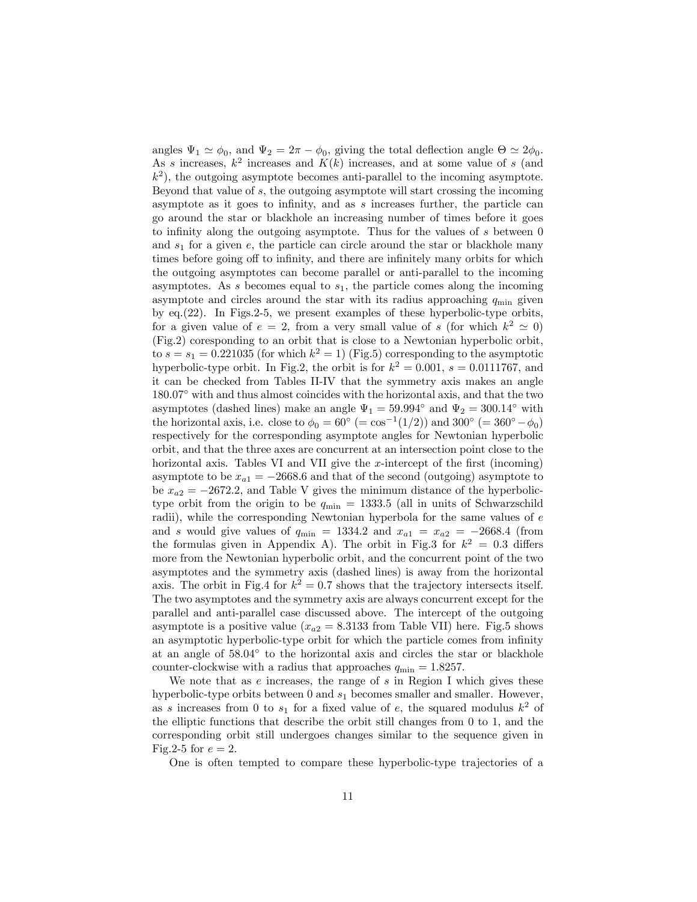angles $\Psi_1 \simeq \phi_0$, and $\Psi_2 = 2\pi - \phi_0$, giving the total deflection angle $\Theta \simeq 2\phi_0$. As $s$ increases, $k^2$ increases and $K(k)$ increases, and at some value of $s$ (and $k^2$), the outgoing asymptote becomes anti-parallel to the incoming asymptote. Beyond that value of $s$, the outgoing asymptote will start crossing the incoming asymptote as it goes to infinity, and as $s$ increases further, the particle can go around the star or blackhole an increasing number of times before it goes to infinity along the outgoing asymptote. Thus for the values of $s$ between 0 and $s_1$ for a given $e$, the particle can circle around the star or blackhole many times before going off to infinity, and there are infinitely many orbits for which the outgoing asymptotes can become parallel or anti-parallel to the incoming asymptotes. As $s$ becomes equal to $s_1$, the particle comes along the incoming asymptote and circles around the star with its radius approaching $q_{\min}$ given by eq.(22). In Figs.2-5, we present examples of these hyperbolic-type orbits, for a given value of $e = 2$, from a very small value of $s$ (for which $k^2 \simeq 0$) (Fig.2) coresponding to an orbit that is close to a Newtonian hyperbolic orbit, to $s = s_1 = 0.221035$ (for which $k^2 = 1$) (Fig.5) corresponding to the asymptotic hyperbolic-type orbit. In Fig.2, the orbit is for $k^2 = 0.001$, $s = 0.0111767$, and it can be checked from Tables II-IV that the symmetry axis makes an angle $180.07^\circ$ with and thus almost coincides with the horizontal axis, and that the two asymptotes (dashed lines) make an angle $\Psi_1 = 59.994^\circ$ and $\Psi_2 = 300.14^\circ$ with the horizontal axis, i.e. close to $\phi_0 = 60^\circ$ ($= \cos^{-1}(1/2)$) and $300^\circ$ ($= 360^\circ - \phi_0$) respectively for the corresponding asymptote angles for Newtonian hyperbolic orbit, and that the three axes are concurrent at an intersection point close to the horizontal axis. Tables VI and VII give the $x$-intercept of the first (incoming) asymptote to be $x_{a1} = -2668.6$ and that of the second (outgoing) asymptote to be $x_{a2} = -2672.2$, and Table V gives the minimum distance of the hyperbolic-type orbit from the origin to be $q_{\min} = 1333.5$ (all in units of Schwarzschild radii), while the corresponding Newtonian hyperbola for the same values of $e$ and $s$ would give values of $q_{\min} = 1334.2$ and $x_{a1} = x_{a2} = -2668.4$ (from the formulas given in Appendix A). The orbit in Fig.3 for $k^2 = 0.3$ differs more from the Newtonian hyperbolic orbit, and the concurrent point of the two asymptotes and the symmetry axis (dashed lines) is away from the horizontal axis. The orbit in Fig.4 for $k^2 = 0.7$ shows that the trajectory intersects itself. The two asymptotes and the symmetry axis are always concurrent except for the parallel and anti-parallel case discussed above. The intercept of the outgoing asymptote is a positive value ($x_{a2} = 8.3133$ from Table VII) here. Fig.5 shows an asymptotic hyperbolic-type orbit for which the particle comes from infinity at an angle of $58.04^\circ$ to the horizontal axis and circles the star or blackhole counter-clockwise with a radius that approaches $q_{\min} = 1.8257$.

We note that as $e$ increases, the range of $s$ in Region I which gives these hyperbolic-type orbits between 0 and $s_1$ becomes smaller and smaller. However, as $s$ increases from 0 to $s_1$ for a fixed value of $e$, the squared modulus $k^2$ of the elliptic functions that describe the orbit still changes from 0 to 1, and the corresponding orbit still undergoes changes similar to the sequence given in Fig.2-5 for $e = 2$.

One is often tempted to compare these hyperbolic-type trajectories of a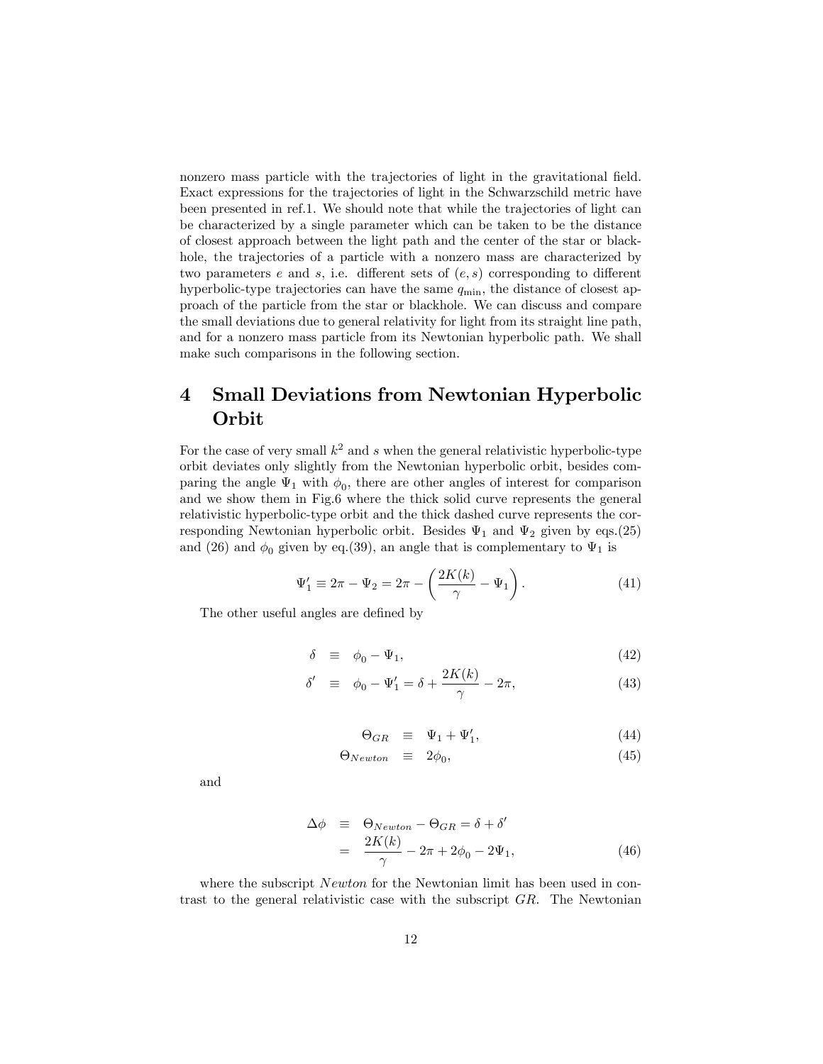nonzero mass particle with the trajectories of light in the gravitational field. Exact expressions for the trajectories of light in the Schwarzschild metric have been presented in ref.1. We should note that while the trajectories of light can be characterized by a single parameter which can be taken to be the distance of closest approach between the light path and the center of the star or blackhole, the trajectories of a particle with a nonzero mass are characterized by two parameters $e$ and $s$, i.e. different sets of $(e, s)$ corresponding to different hyperbolic-type trajectories can have the same $q_{\min}$, the distance of closest approach of the particle from the star or blackhole. We can discuss and compare the small deviations due to general relativity for light from its straight line path, and for a nonzero mass particle from its Newtonian hyperbolic path. We shall make such comparisons in the following section.

# 4 Small Deviations from Newtonian Hyperbolic Orbit

For the case of very small $k^2$ and $s$ when the general relativistic hyperbolic-type orbit deviates only slightly from the Newtonian hyperbolic orbit, besides comparing the angle $\Psi_1$ with $\phi_0$, there are other angles of interest for comparison and we show them in Fig.6 where the thick solid curve represents the general relativistic hyperbolic-type orbit and the thick dashed curve represents the corresponding Newtonian hyperbolic orbit. Besides $\Psi_1$ and $\Psi_2$ given by eqs.(25) and (26) and $\phi_0$ given by eq.(39), an angle that is complementary to $\Psi_1$ is

$$\Psi_1' \equiv 2\pi - \Psi_2 = 2\pi - \left( \frac{2K(k)}{\gamma} - \Psi_1 \right). \tag{41}$$

The other useful angles are defined by

$$\delta \equiv \phi_0 - \Psi_1, \tag{42}$$

$$\delta' \equiv \phi_0 - \Psi_1' = \delta + \frac{2K(k)}{\gamma} - 2\pi, \tag{43}$$

$$\Theta_{GR} \equiv \Psi_1 + \Psi_1', \tag{44}$$

$$\Theta_{Newton} \equiv 2\phi_0, \tag{45}$$

and

$$\begin{aligned} \Delta\phi &\equiv \Theta_{Newton} - \Theta_{GR} = \delta + \delta' \\ &= \frac{2K(k)}{\gamma} - 2\pi + 2\phi_0 - 2\Psi_1, \end{aligned} \tag{46}$$

where the subscript *Newton* for the Newtonian limit has been used in contrast to the general relativistic case with the subscript *GR*. The Newtonian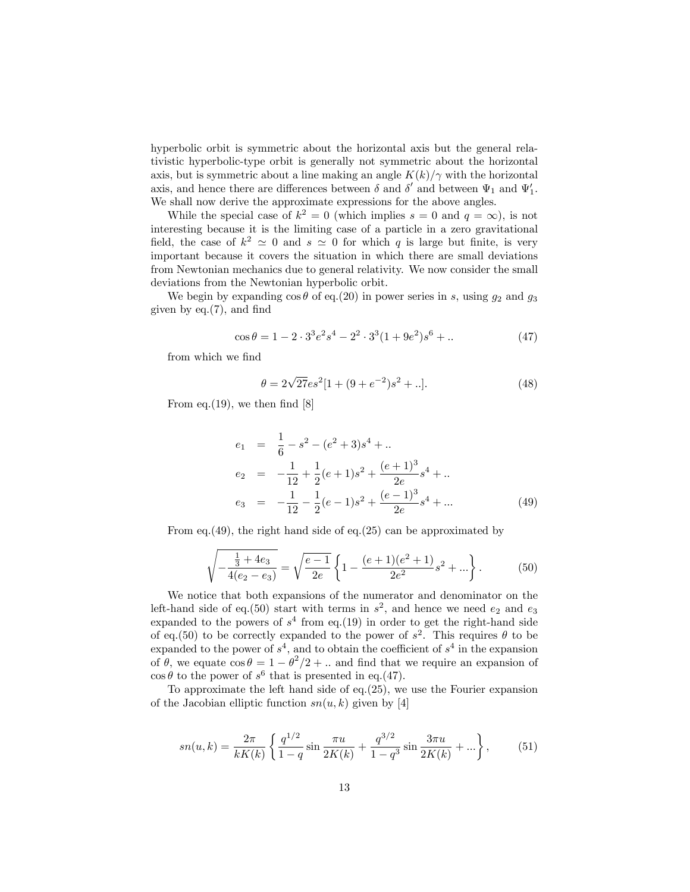hyperbolic orbit is symmetric about the horizontal axis but the general relativistic hyperbolic-type orbit is generally not symmetric about the horizontal axis, but is symmetric about a line making an angle $K(k)/\gamma$ with the horizontal axis, and hence there are differences between $\delta$ and $\delta'$ and between $\Psi_1$ and $\Psi_1'$. We shall now derive the approximate expressions for the above angles.

While the special case of $k^2 = 0$ (which implies $s = 0$ and $q = \infty$), is not interesting because it is the limiting case of a particle in a zero gravitational field, the case of $k^2 \simeq 0$ and $s \simeq 0$ for which $q$ is large but finite, is very important because it covers the situation in which there are small deviations from Newtonian mechanics due to general relativity. We now consider the small deviations from the Newtonian hyperbolic orbit.

We begin by expanding $\cos\theta$ of eq.(20) in power series in $s$, using $g_2$ and $g_3$ given by eq.(7), and find

$$\cos\theta = 1 - 2\cdot 3^3 e^2 s^4 - 2^2\cdot 3^3(1+9e^2)s^6 + .. \tag{47}$$

from which we find

$$\theta = 2\sqrt{27}es^2[1 + (9 + e^{-2})s^2 + ..]. \tag{48}$$

From eq.(19), we then find [8]

$$\begin{aligned}
e_1 &= \frac{1}{6} - s^2 - (e^2+3)s^4 + .. \\
e_2 &= -\frac{1}{12} + \frac{1}{2}(e+1)s^2 + \frac{(e+1)^3}{2e}s^4 + .. \\
e_3 &= -\frac{1}{12} - \frac{1}{2}(e-1)s^2 + \frac{(e-1)^3}{2e}s^4 + ...
\end{aligned} \tag{49}$$

From eq.(49), the right hand side of eq.(25) can be approximated by

$$\sqrt{-\frac{\frac{1}{3}+4e_3}{4(e_2-e_3)}} = \sqrt{\frac{e-1}{2e}}\left\{1 - \frac{(e+1)(e^2+1)}{2e^2}s^2 + ...\right\}. \tag{50}$$

We notice that both expansions of the numerator and denominator on the left-hand side of eq.(50) start with terms in $s^2$, and hence we need $e_2$ and $e_3$ expanded to the powers of $s^4$ from eq.(19) in order to get the right-hand side of eq.(50) to be correctly expanded to the power of $s^2$. This requires $\theta$ to be expanded to the power of $s^4$, and to obtain the coefficient of $s^4$ in the expansion of $\theta$, we equate $\cos\theta = 1 - \theta^2/2 + ..$ and find that we require an expansion of $\cos\theta$ to the power of $s^6$ that is presented in eq.(47).

To approximate the left hand side of eq.(25), we use the Fourier expansion of the Jacobian elliptic function $sn(u,k)$ given by [4]

$$sn(u,k) = \frac{2\pi}{kK(k)}\left\{\frac{q^{1/2}}{1-q}\sin\frac{\pi u}{2K(k)} + \frac{q^{3/2}}{1-q^3}\sin\frac{3\pi u}{2K(k)} + ...\right\}, \tag{51}$$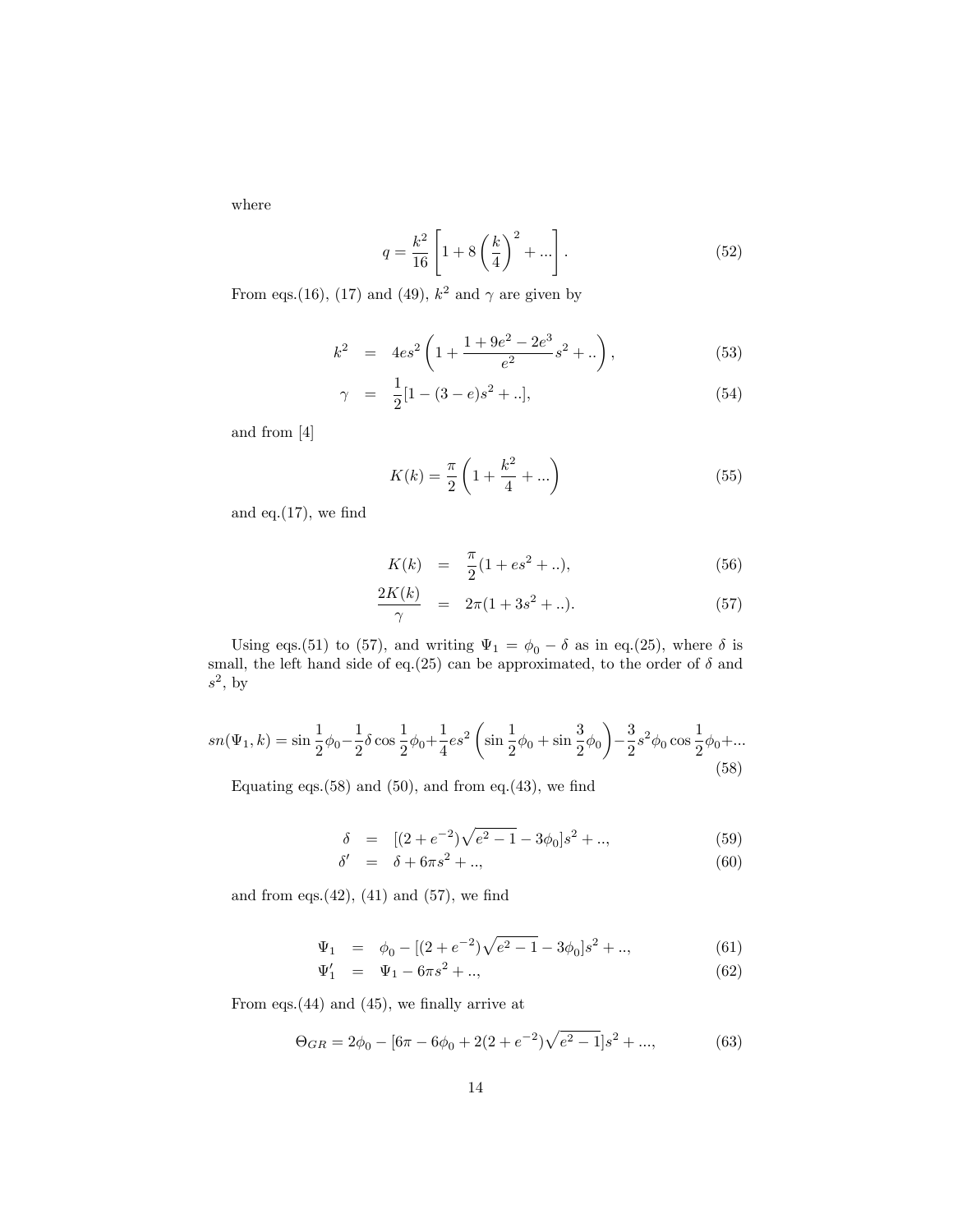where

$$q = \frac{k^2}{16}\left[1 + 8\left(\frac{k}{4}\right)^2 + ...\right]. \tag{52}$$

From eqs.(16), (17) and (49), $k^2$ and $\gamma$ are given by

$$\begin{aligned} k^2 &= 4es^2\left(1 + \frac{1 + 9e^2 - 2e^3}{e^2}s^2 + ..\right), &(53)\\ \gamma &= \frac{1}{2}[1 - (3 - e)s^2 + ..], &(54) \end{aligned}$$

and from [4]

$$K(k) = \frac{\pi}{2}\left(1 + \frac{k^2}{4} + ...\right) \tag{55}$$

and eq.(17), we find

$$\begin{aligned} K(k) &= \frac{\pi}{2}(1 + es^2 + ..), &(56)\\ \frac{2K(k)}{\gamma} &= 2\pi(1 + 3s^2 + ..). &(57) \end{aligned}$$

Using eqs.(51) to (57), and writing $\Psi_1 = \phi_0 - \delta$ as in eq.(25), where $\delta$ is small, the left hand side of eq.(25) can be approximated, to the order of $\delta$ and $s^2$, by

$$sn(\Psi_1, k) = \sin\frac{1}{2}\phi_0 - \frac{1}{2}\delta\cos\frac{1}{2}\phi_0 + \frac{1}{4}es^2\left(\sin\frac{1}{2}\phi_0 + \sin\frac{3}{2}\phi_0\right) - \frac{3}{2}s^2\phi_0\cos\frac{1}{2}\phi_0 + ... \tag{58}$$

Equating eqs.(58) and (50), and from eq.(43), we find

$$\begin{aligned} \delta &= [(2 + e^{-2})\sqrt{e^2 - 1} - 3\phi_0]s^2 + .., &(59)\\ \delta' &= \delta + 6\pi s^2 + .., &(60) \end{aligned}$$

and from eqs.(42), (41) and (57), we find

$$\begin{aligned} \Psi_1 &= \phi_0 - [(2 + e^{-2})\sqrt{e^2 - 1} - 3\phi_0]s^2 + .., &(61)\\ \Psi_1' &= \Psi_1 - 6\pi s^2 + .., &(62) \end{aligned}$$

From eqs.(44) and (45), we finally arrive at

$$\Theta_{GR} = 2\phi_0 - [6\pi - 6\phi_0 + 2(2 + e^{-2})\sqrt{e^2 - 1}]s^2 + ..., \tag{63}$$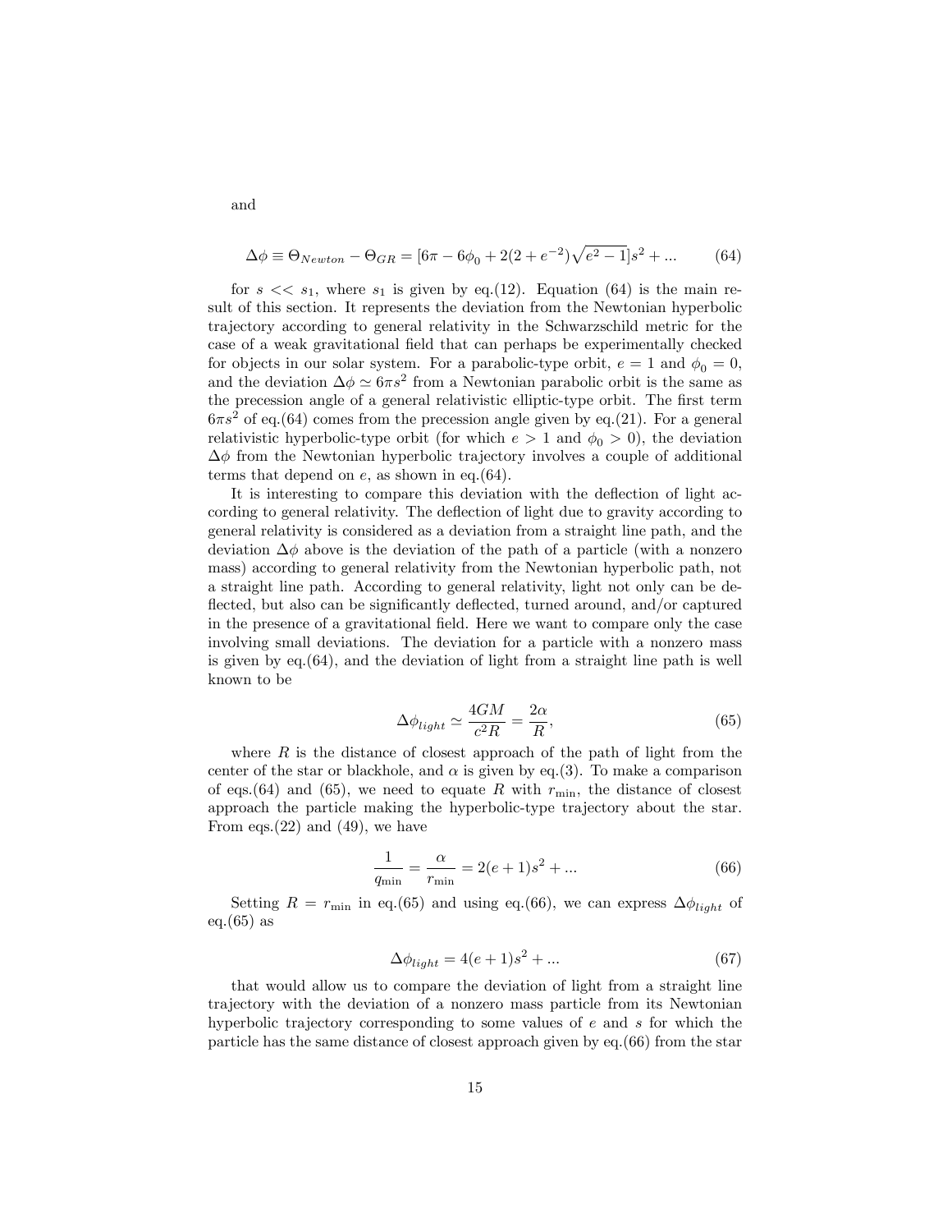and

$$\Delta\phi \equiv \Theta_{Newton} - \Theta_{GR} = [6\pi - 6\phi_0 + 2(2 + e^{-2})\sqrt{e^2 - 1}]s^2 + ... \tag{64}$$

for $s << s_1$, where $s_1$ is given by eq.(12). Equation (64) is the main result of this section. It represents the deviation from the Newtonian hyperbolic trajectory according to general relativity in the Schwarzschild metric for the case of a weak gravitational field that can perhaps be experimentally checked for objects in our solar system. For a parabolic-type orbit, $e = 1$ and $\phi_0 = 0$, and the deviation $\Delta\phi \simeq 6\pi s^2$ from a Newtonian parabolic orbit is the same as the precession angle of a general relativistic elliptic-type orbit. The first term $6\pi s^2$ of eq.(64) comes from the precession angle given by eq.(21). For a general relativistic hyperbolic-type orbit (for which $e > 1$ and $\phi_0 > 0$), the deviation $\Delta\phi$ from the Newtonian hyperbolic trajectory involves a couple of additional terms that depend on $e$, as shown in eq.(64).

It is interesting to compare this deviation with the deflection of light according to general relativity. The deflection of light due to gravity according to general relativity is considered as a deviation from a straight line path, and the deviation $\Delta\phi$ above is the deviation of the path of a particle (with a nonzero mass) according to general relativity from the Newtonian hyperbolic path, not a straight line path. According to general relativity, light not only can be deflected, but also can be significantly deflected, turned around, and/or captured in the presence of a gravitational field. Here we want to compare only the case involving small deviations. The deviation for a particle with a nonzero mass is given by eq.(64), and the deviation of light from a straight line path is well known to be

$$\Delta\phi_{light} \simeq \frac{4GM}{c^2 R} = \frac{2\alpha}{R}, \tag{65}$$

where $R$ is the distance of closest approach of the path of light from the center of the star or blackhole, and $\alpha$ is given by eq.(3). To make a comparison of eqs.(64) and (65), we need to equate $R$ with $r_{\min}$, the distance of closest approach the particle making the hyperbolic-type trajectory about the star. From eqs.(22) and (49), we have

$$\frac{1}{q_{\min}} = \frac{\alpha}{r_{\min}} = 2(e + 1)s^2 + ... \tag{66}$$

Setting $R = r_{\min}$ in eq.(65) and using eq.(66), we can express $\Delta\phi_{light}$ of eq.(65) as

$$\Delta\phi_{light} = 4(e + 1)s^2 + ... \tag{67}$$

that would allow us to compare the deviation of light from a straight line trajectory with the deviation of a nonzero mass particle from its Newtonian hyperbolic trajectory corresponding to some values of $e$ and $s$ for which the particle has the same distance of closest approach given by eq.(66) from the star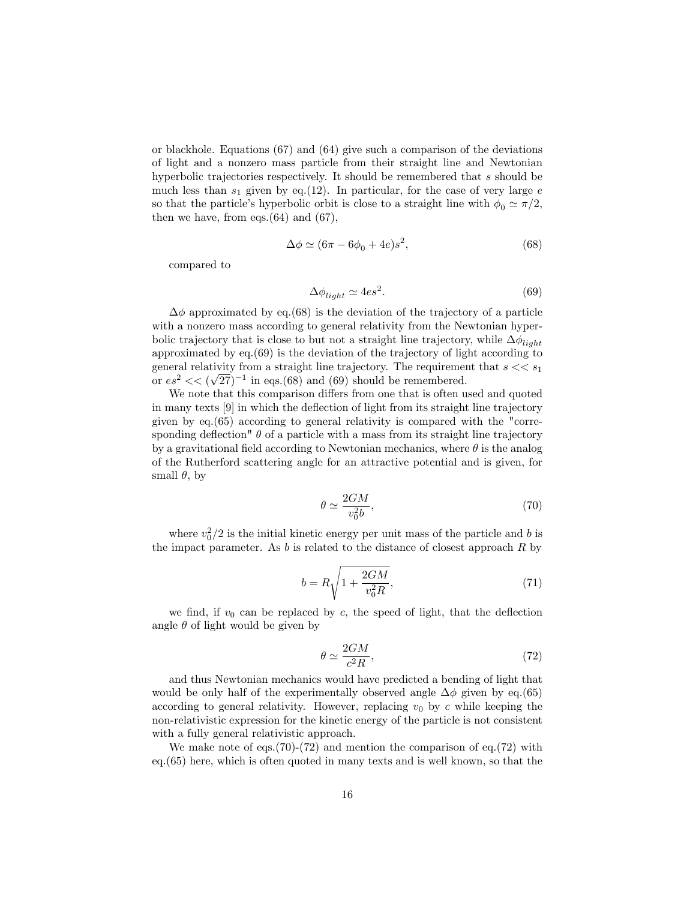or blackhole. Equations (67) and (64) give such a comparison of the deviations of light and a nonzero mass particle from their straight line and Newtonian hyperbolic trajectories respectively. It should be remembered that $s$ should be much less than $s_1$ given by eq.(12). In particular, for the case of very large $e$ so that the particle's hyperbolic orbit is close to a straight line with $\phi_0 \simeq \pi/2$, then we have, from eqs.(64) and (67),

$$\Delta\phi \simeq (6\pi - 6\phi_0 + 4e)s^2, \tag{68}$$

compared to

$$\Delta\phi_{light} \simeq 4es^2. \tag{69}$$

$\Delta\phi$ approximated by eq.(68) is the deviation of the trajectory of a particle with a nonzero mass according to general relativity from the Newtonian hyperbolic trajectory that is close to but not a straight line trajectory, while $\Delta\phi_{light}$ approximated by eq.(69) is the deviation of the trajectory of light according to general relativity from a straight line trajectory. The requirement that $s << s_1$ or $es^2 << (\sqrt{27})^{-1}$ in eqs.(68) and (69) should be remembered.

We note that this comparison differs from one that is often used and quoted in many texts [9] in which the deflection of light from its straight line trajectory given by eq.(65) according to general relativity is compared with the "corresponding deflection" $\theta$ of a particle with a mass from its straight line trajectory by a gravitational field according to Newtonian mechanics, where $\theta$ is the analog of the Rutherford scattering angle for an attractive potential and is given, for small $\theta$, by

$$\theta \simeq \frac{2GM}{v_0^2 b}, \tag{70}$$

where $v_0^2/2$ is the initial kinetic energy per unit mass of the particle and $b$ is the impact parameter. As $b$ is related to the distance of closest approach $R$ by

$$b = R\sqrt{1 + \frac{2GM}{v_0^2 R}}, \tag{71}$$

we find, if $v_0$ can be replaced by $c$, the speed of light, that the deflection angle $\theta$ of light would be given by

$$\theta \simeq \frac{2GM}{c^2 R}, \tag{72}$$

and thus Newtonian mechanics would have predicted a bending of light that would be only half of the experimentally observed angle $\Delta\phi$ given by eq.(65) according to general relativity. However, replacing $v_0$ by $c$ while keeping the non-relativistic expression for the kinetic energy of the particle is not consistent with a fully general relativistic approach.

We make note of eqs.(70)-(72) and mention the comparison of eq.(72) with eq.(65) here, which is often quoted in many texts and is well known, so that the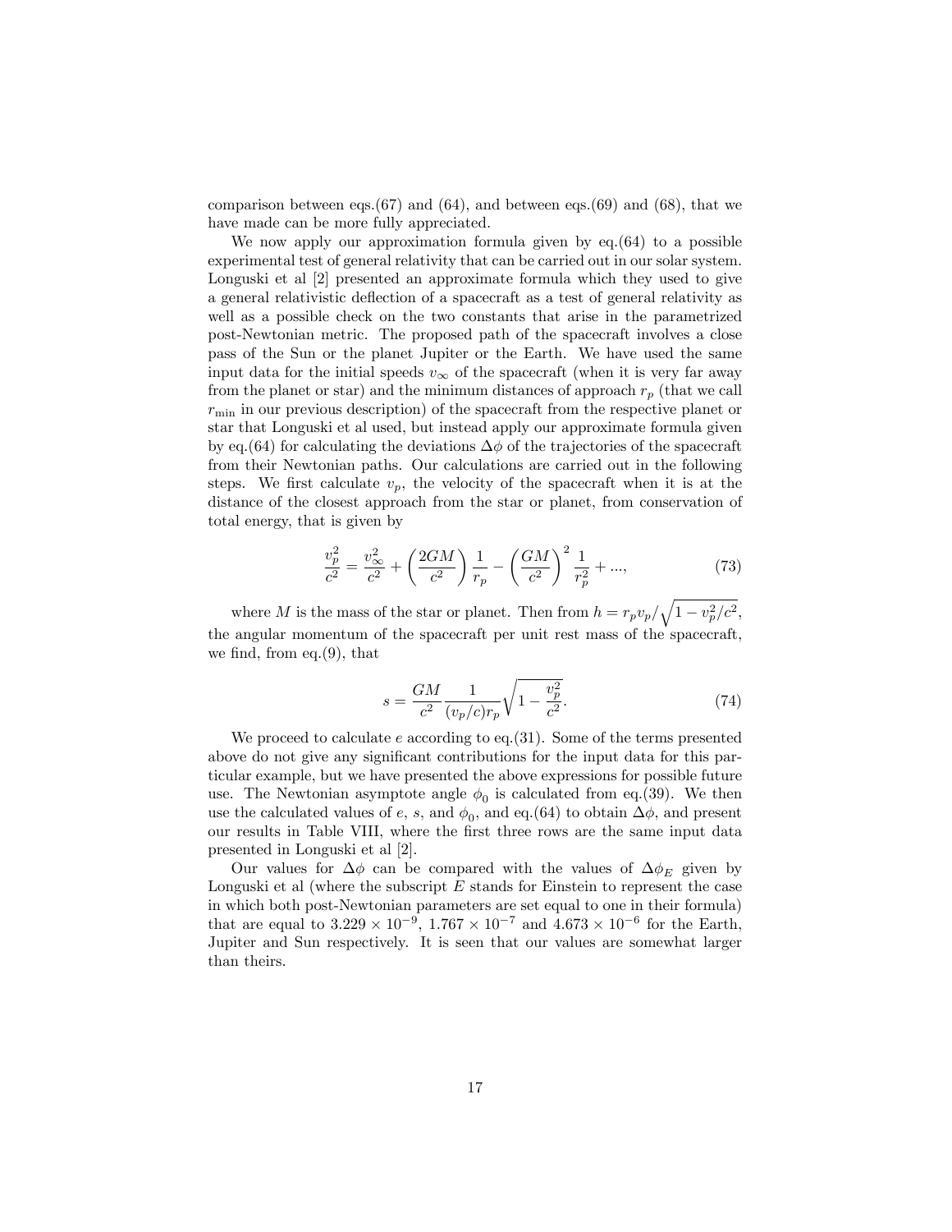comparison between eqs.(67) and (64), and between eqs.(69) and (68), that we have made can be more fully appreciated.

We now apply our approximation formula given by eq.(64) to a possible experimental test of general relativity that can be carried out in our solar system. Longuski et al [2] presented an approximate formula which they used to give a general relativistic deflection of a spacecraft as a test of general relativity as well as a possible check on the two constants that arise in the parametrized post-Newtonian metric. The proposed path of the spacecraft involves a close pass of the Sun or the planet Jupiter or the Earth. We have used the same input data for the initial speeds $v_\infty$ of the spacecraft (when it is very far away from the planet or star) and the minimum distances of approach $r_p$ (that we call $r_{\min}$ in our previous description) of the spacecraft from the respective planet or star that Longuski et al used, but instead apply our approximate formula given by eq.(64) for calculating the deviations $\Delta\phi$ of the trajectories of the spacecraft from their Newtonian paths. Our calculations are carried out in the following steps. We first calculate $v_p$, the velocity of the spacecraft when it is at the distance of the closest approach from the star or planet, from conservation of total energy, that is given by

$$\frac{v_p^2}{c^2} = \frac{v_\infty^2}{c^2} + \left(\frac{2GM}{c^2}\right)\frac{1}{r_p} - \left(\frac{GM}{c^2}\right)^2\frac{1}{r_p^2} + ..., \tag{73}$$

where $M$ is the mass of the star or planet. Then from $h = r_p v_p/\sqrt{1 - v_p^2/c^2}$, the angular momentum of the spacecraft per unit rest mass of the spacecraft, we find, from eq.(9), that

$$s = \frac{GM}{c^2}\frac{1}{(v_p/c)r_p}\sqrt{1 - \frac{v_p^2}{c^2}}. \tag{74}$$

We proceed to calculate $e$ according to eq.(31). Some of the terms presented above do not give any significant contributions for the input data for this particular example, but we have presented the above expressions for possible future use. The Newtonian asymptote angle $\phi_0$ is calculated from eq.(39). We then use the calculated values of $e$, $s$, and $\phi_0$, and eq.(64) to obtain $\Delta\phi$, and present our results in Table VIII, where the first three rows are the same input data presented in Longuski et al [2].

Our values for $\Delta\phi$ can be compared with the values of $\Delta\phi_E$ given by Longuski et al (where the subscript $E$ stands for Einstein to represent the case in which both post-Newtonian parameters are set equal to one in their formula) that are equal to $3.229 \times 10^{-9}$, $1.767 \times 10^{-7}$ and $4.673 \times 10^{-6}$ for the Earth, Jupiter and Sun respectively. It is seen that our values are somewhat larger than theirs.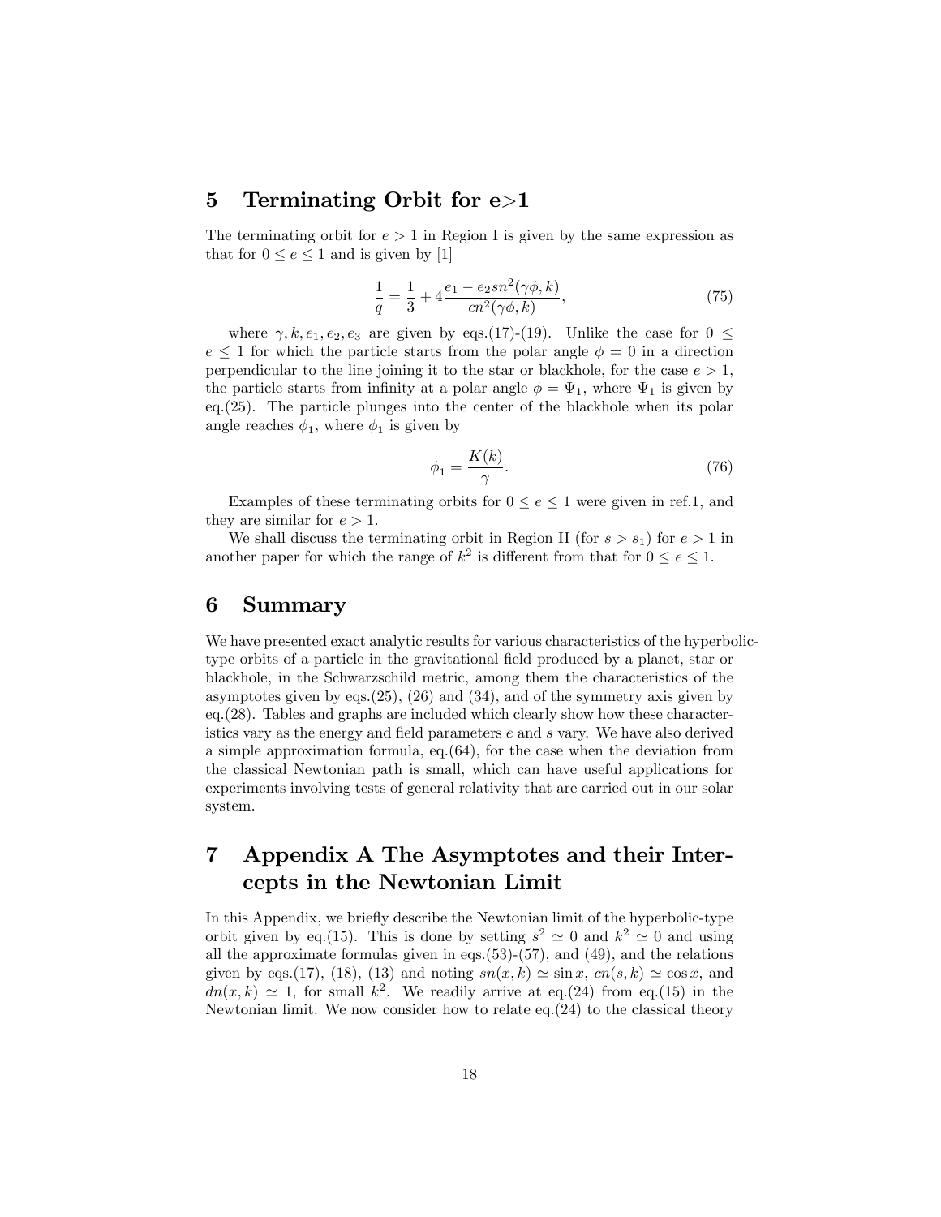## 5 Terminating Orbit for e>1

The terminating orbit for $e > 1$ in Region I is given by the same expression as that for $0 \leq e \leq 1$ and is given by [1]

$$\frac{1}{q} = \frac{1}{3} + 4\frac{e_1 - e_2 sn^2(\gamma\phi, k)}{cn^2(\gamma\phi, k)}, \tag{75}$$

where $\gamma, k, e_1, e_2, e_3$ are given by eqs.(17)-(19). Unlike the case for $0 \leq e \leq 1$ for which the particle starts from the polar angle $\phi = 0$ in a direction perpendicular to the line joining it to the star or blackhole, for the case $e > 1$, the particle starts from infinity at a polar angle $\phi = \Psi_1$, where $\Psi_1$ is given by eq.(25). The particle plunges into the center of the blackhole when its polar angle reaches $\phi_1$, where $\phi_1$ is given by

$$\phi_1 = \frac{K(k)}{\gamma}. \tag{76}$$

Examples of these terminating orbits for $0 \leq e \leq 1$ were given in ref.1, and they are similar for $e > 1$.

We shall discuss the terminating orbit in Region II (for $s > s_1$) for $e > 1$ in another paper for which the range of $k^2$ is different from that for $0 \leq e \leq 1$.

## 6 Summary

We have presented exact analytic results for various characteristics of the hyperbolic-type orbits of a particle in the gravitational field produced by a planet, star or blackhole, in the Schwarzschild metric, among them the characteristics of the asymptotes given by eqs.(25), (26) and (34), and of the symmetry axis given by eq.(28). Tables and graphs are included which clearly show how these characteristics vary as the energy and field parameters $e$ and $s$ vary. We have also derived a simple approximation formula, eq.(64), for the case when the deviation from the classical Newtonian path is small, which can have useful applications for experiments involving tests of general relativity that are carried out in our solar system.

## 7 Appendix A The Asymptotes and their Intercepts in the Newtonian Limit

In this Appendix, we briefly describe the Newtonian limit of the hyperbolic-type orbit given by eq.(15). This is done by setting $s^2 \simeq 0$ and $k^2 \simeq 0$ and using all the approximate formulas given in eqs.(53)-(57), and (49), and the relations given by eqs.(17), (18), (13) and noting $sn(x, k) \simeq \sin x$, $cn(s, k) \simeq \cos x$, and $dn(x, k) \simeq 1$, for small $k^2$. We readily arrive at eq.(24) from eq.(15) in the Newtonian limit. We now consider how to relate eq.(24) to the classical theory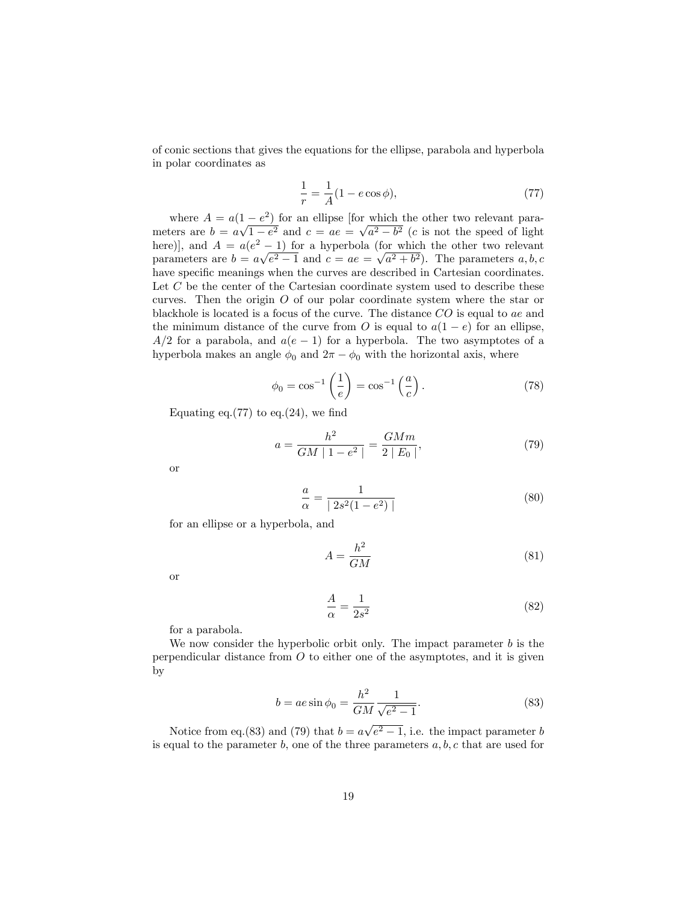of conic sections that gives the equations for the ellipse, parabola and hyperbola in polar coordinates as

$$\frac{1}{r} = \frac{1}{A}(1 - e\cos\phi), \tag{77}$$

where $A = a(1 - e^2)$ for an ellipse [for which the other two relevant parameters are $b = a\sqrt{1 - e^2}$ and $c = ae = \sqrt{a^2 - b^2}$ ($c$ is not the speed of light here)], and $A = a(e^2 - 1)$ for a hyperbola (for which the other two relevant parameters are $b = a\sqrt{e^2 - 1}$ and $c = ae = \sqrt{a^2 + b^2}$). The parameters $a, b, c$ have specific meanings when the curves are described in Cartesian coordinates. Let $C$ be the center of the Cartesian coordinate system used to describe these curves. Then the origin $O$ of our polar coordinate system where the star or blackhole is located is a focus of the curve. The distance $CO$ is equal to $ae$ and the minimum distance of the curve from $O$ is equal to $a(1 - e)$ for an ellipse, $A/2$ for a parabola, and $a(e - 1)$ for a hyperbola. The two asymptotes of a hyperbola makes an angle $\phi_0$ and $2\pi - \phi_0$ with the horizontal axis, where

$$\phi_0 = \cos^{-1}\left(\frac{1}{e}\right) = \cos^{-1}\left(\frac{a}{c}\right). \tag{78}$$

Equating eq.(77) to eq.(24), we find

$$a = \frac{h^2}{GM \mid 1 - e^2 \mid} = \frac{GMm}{2 \mid E_0 \mid}, \tag{79}$$

or

$$\frac{a}{\alpha} = \frac{1}{\mid 2s^2(1 - e^2) \mid} \tag{80}$$

for an ellipse or a hyperbola, and

$$A = \frac{h^2}{GM} \tag{81}$$

or

$$\frac{A}{\alpha} = \frac{1}{2s^2} \tag{82}$$

for a parabola.

We now consider the hyperbolic orbit only. The impact parameter $b$ is the perpendicular distance from $O$ to either one of the asymptotes, and it is given by

$$b = ae\sin\phi_0 = \frac{h^2}{GM}\frac{1}{\sqrt{e^2 - 1}}. \tag{83}$$

Notice from eq.(83) and (79) that $b = a\sqrt{e^2 - 1}$, i.e. the impact parameter $b$ is equal to the parameter $b$, one of the three parameters $a, b, c$ that are used for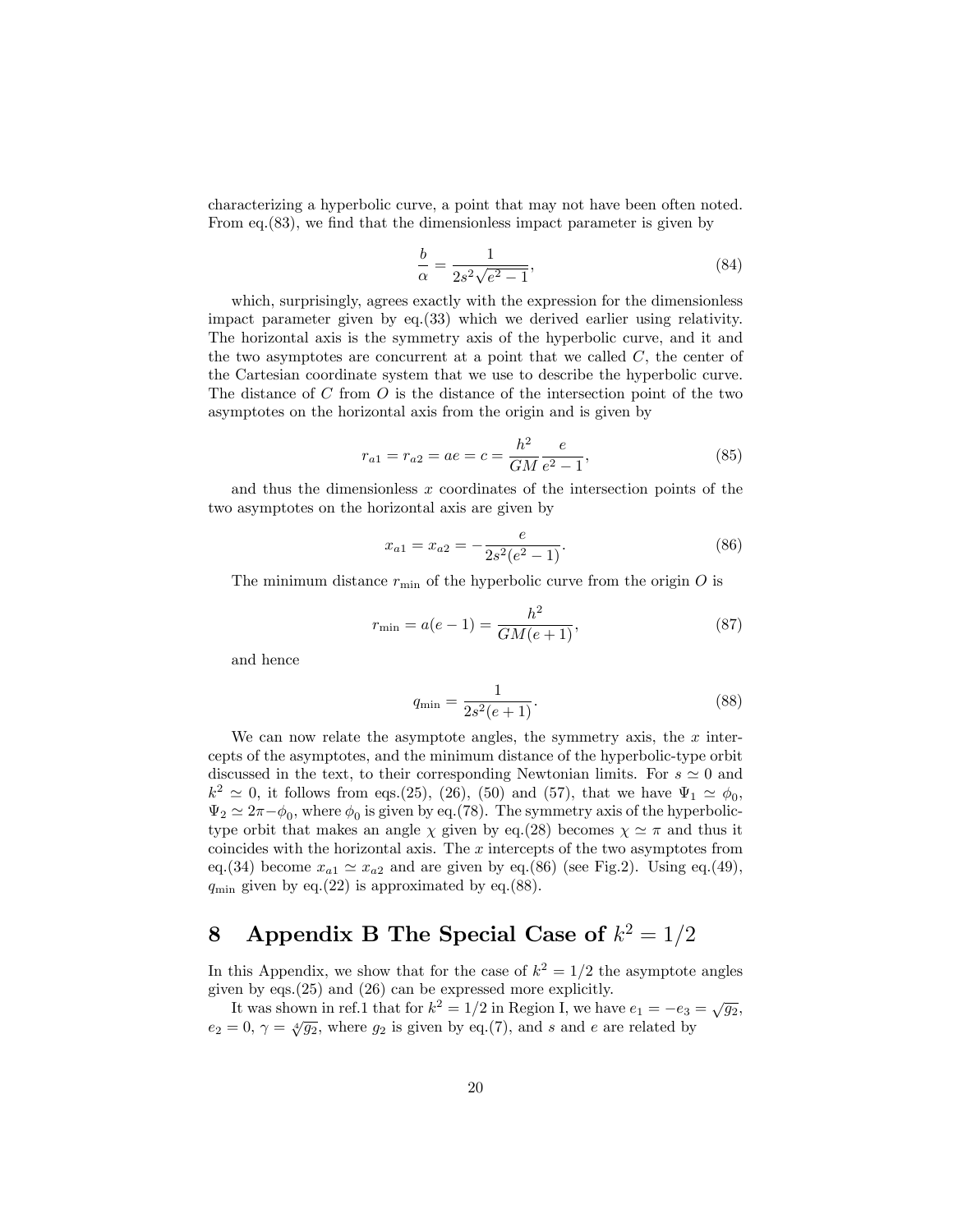characterizing a hyperbolic curve, a point that may not have been often noted. From eq.(83), we find that the dimensionless impact parameter is given by

$$\frac{b}{\alpha} = \frac{1}{2s^2\sqrt{e^2-1}}, \tag{84}$$

which, surprisingly, agrees exactly with the expression for the dimensionless impact parameter given by eq.(33) which we derived earlier using relativity. The horizontal axis is the symmetry axis of the hyperbolic curve, and it and the two asymptotes are concurrent at a point that we called $C$, the center of the Cartesian coordinate system that we use to describe the hyperbolic curve. The distance of $C$ from $O$ is the distance of the intersection point of the two asymptotes on the horizontal axis from the origin and is given by

$$r_{a1} = r_{a2} = ae = c = \frac{h^2}{GM}\frac{e}{e^2-1}, \tag{85}$$

and thus the dimensionless $x$ coordinates of the intersection points of the two asymptotes on the horizontal axis are given by

$$x_{a1} = x_{a2} = -\frac{e}{2s^2(e^2-1)}. \tag{86}$$

The minimum distance $r_{\min}$ of the hyperbolic curve from the origin $O$ is

$$r_{\min} = a(e-1) = \frac{h^2}{GM(e+1)}, \tag{87}$$

and hence

$$q_{\min} = \frac{1}{2s^2(e+1)}. \tag{88}$$

We can now relate the asymptote angles, the symmetry axis, the $x$ intercepts of the asymptotes, and the minimum distance of the hyperbolic-type orbit discussed in the text, to their corresponding Newtonian limits. For $s \simeq 0$ and $k^2 \simeq 0$, it follows from eqs.(25), (26), (50) and (57), that we have $\Psi_1 \simeq \phi_0$, $\Psi_2 \simeq 2\pi - \phi_0$, where $\phi_0$ is given by eq.(78). The symmetry axis of the hyperbolic-type orbit that makes an angle $\chi$ given by eq.(28) becomes $\chi \simeq \pi$ and thus it coincides with the horizontal axis. The $x$ intercepts of the two asymptotes from eq.(34) become $x_{a1} \simeq x_{a2}$ and are given by eq.(86) (see Fig.2). Using eq.(49), $q_{\min}$ given by eq.(22) is approximated by eq.(88).

# 8 Appendix B The Special Case of $k^2 = 1/2$

In this Appendix, we show that for the case of $k^2 = 1/2$ the asymptote angles given by eqs.(25) and (26) can be expressed more explicitly.

It was shown in ref.1 that for $k^2 = 1/2$ in Region I, we have $e_1 = -e_3 = \sqrt{g_2}$, $e_2 = 0$, $\gamma = \sqrt[4]{g_2}$, where $g_2$ is given by eq.(7), and $s$ and $e$ are related by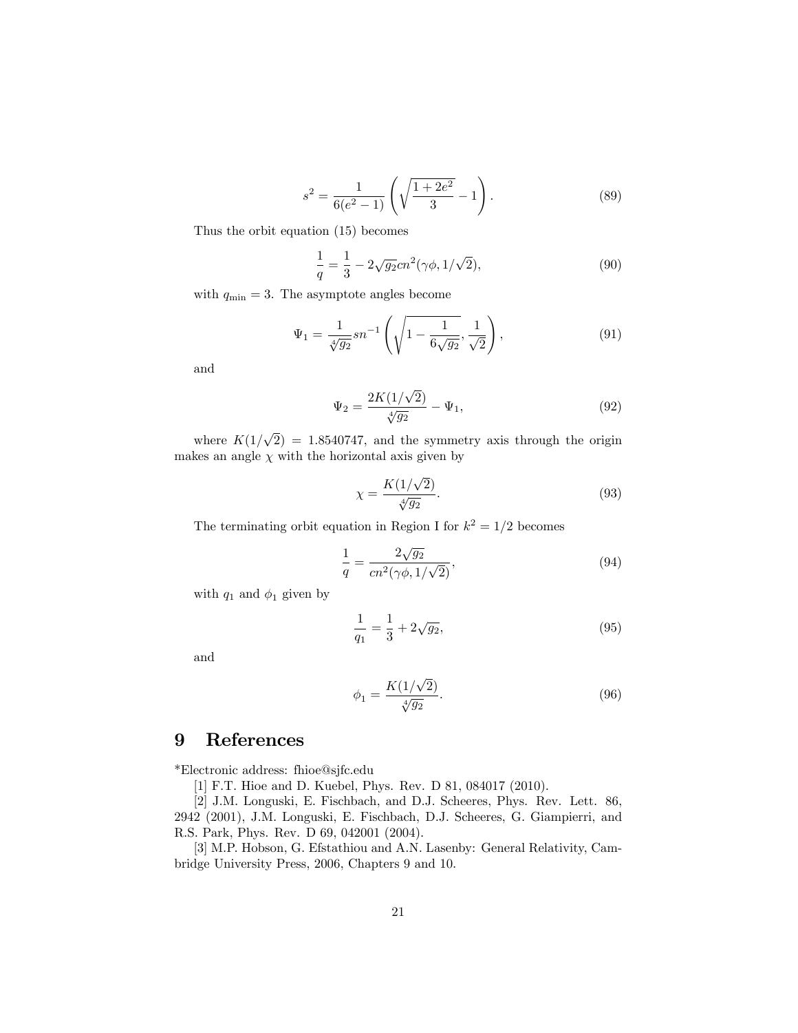$$s^2 = \frac{1}{6(e^2-1)}\left(\sqrt{\frac{1+2e^2}{3}} - 1\right). \tag{89}$$

Thus the orbit equation (15) becomes

$$\frac{1}{q} = \frac{1}{3} - 2\sqrt{g_2}cn^2(\gamma\phi, 1/\sqrt{2}), \tag{90}$$

with $q_{\min} = 3$. The asymptote angles become

$$\Psi_1 = \frac{1}{\sqrt[4]{g_2}} sn^{-1}\left(\sqrt{1 - \frac{1}{6\sqrt{g_2}}}, \frac{1}{\sqrt{2}}\right), \tag{91}$$

and

$$\Psi_2 = \frac{2K(1/\sqrt{2})}{\sqrt[4]{g_2}} - \Psi_1, \tag{92}$$

where $K(1/\sqrt{2}) = 1.8540747$, and the symmetry axis through the origin makes an angle $\chi$ with the horizontal axis given by

$$\chi = \frac{K(1/\sqrt{2})}{\sqrt[4]{g_2}}. \tag{93}$$

The terminating orbit equation in Region I for $k^2 = 1/2$ becomes

$$\frac{1}{q} = \frac{2\sqrt{g_2}}{cn^2(\gamma\phi, 1/\sqrt{2})}, \tag{94}$$

with $q_1$ and $\phi_1$ given by

$$\frac{1}{q_1} = \frac{1}{3} + 2\sqrt{g_2}, \tag{95}$$

and

$$\phi_1 = \frac{K(1/\sqrt{2})}{\sqrt[4]{g_2}}. \tag{96}$$

# 9 References

*Electronic address: fhioe@sjfc.edu

[1] F.T. Hioe and D. Kuebel, Phys. Rev. D 81, 084017 (2010).

[2] J.M. Longuski, E. Fischbach, and D.J. Scheeres, Phys. Rev. Lett. 86, 2942 (2001), J.M. Longuski, E. Fischbach, D.J. Scheeres, G. Giampierri, and R.S. Park, Phys. Rev. D 69, 042001 (2004).

[3] M.P. Hobson, G. Efstathiou and A.N. Lasenby: General Relativity, Cambridge University Press, 2006, Chapters 9 and 10.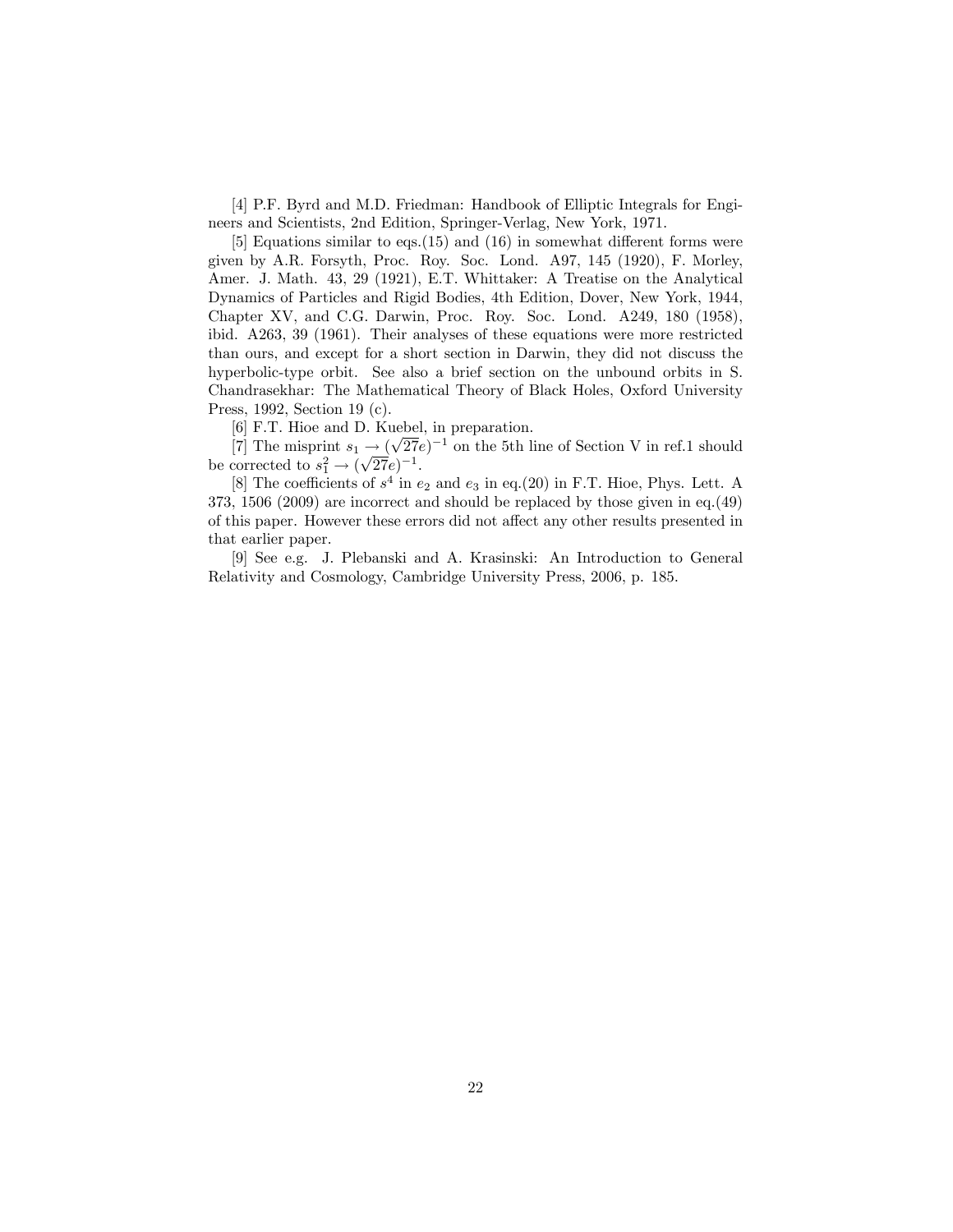[4] P.F. Byrd and M.D. Friedman: Handbook of Elliptic Integrals for Engineers and Scientists, 2nd Edition, Springer-Verlag, New York, 1971.

[5] Equations similar to eqs.(15) and (16) in somewhat different forms were given by A.R. Forsyth, Proc. Roy. Soc. Lond. A97, 145 (1920), F. Morley, Amer. J. Math. 43, 29 (1921), E.T. Whittaker: A Treatise on the Analytical Dynamics of Particles and Rigid Bodies, 4th Edition, Dover, New York, 1944, Chapter XV, and C.G. Darwin, Proc. Roy. Soc. Lond. A249, 180 (1958), ibid. A263, 39 (1961). Their analyses of these equations were more restricted than ours, and except for a short section in Darwin, they did not discuss the hyperbolic-type orbit. See also a brief section on the unbound orbits in S. Chandrasekhar: The Mathematical Theory of Black Holes, Oxford University Press, 1992, Section 19 (c).

[6] F.T. Hioe and D. Kuebel, in preparation.

[7] The misprint $s_1 \to (\sqrt{27}e)^{-1}$ on the 5th line of Section V in ref.1 should be corrected to $s_1^2 \to (\sqrt{27}e)^{-1}$.

[8] The coefficients of $s^4$ in $e_2$ and $e_3$ in eq.(20) in F.T. Hioe, Phys. Lett. A 373, 1506 (2009) are incorrect and should be replaced by those given in eq.(49) of this paper. However these errors did not affect any other results presented in that earlier paper.

[9] See e.g. J. Plebanski and A. Krasinski: An Introduction to General Relativity and Cosmology, Cambridge University Press, 2006, p. 185.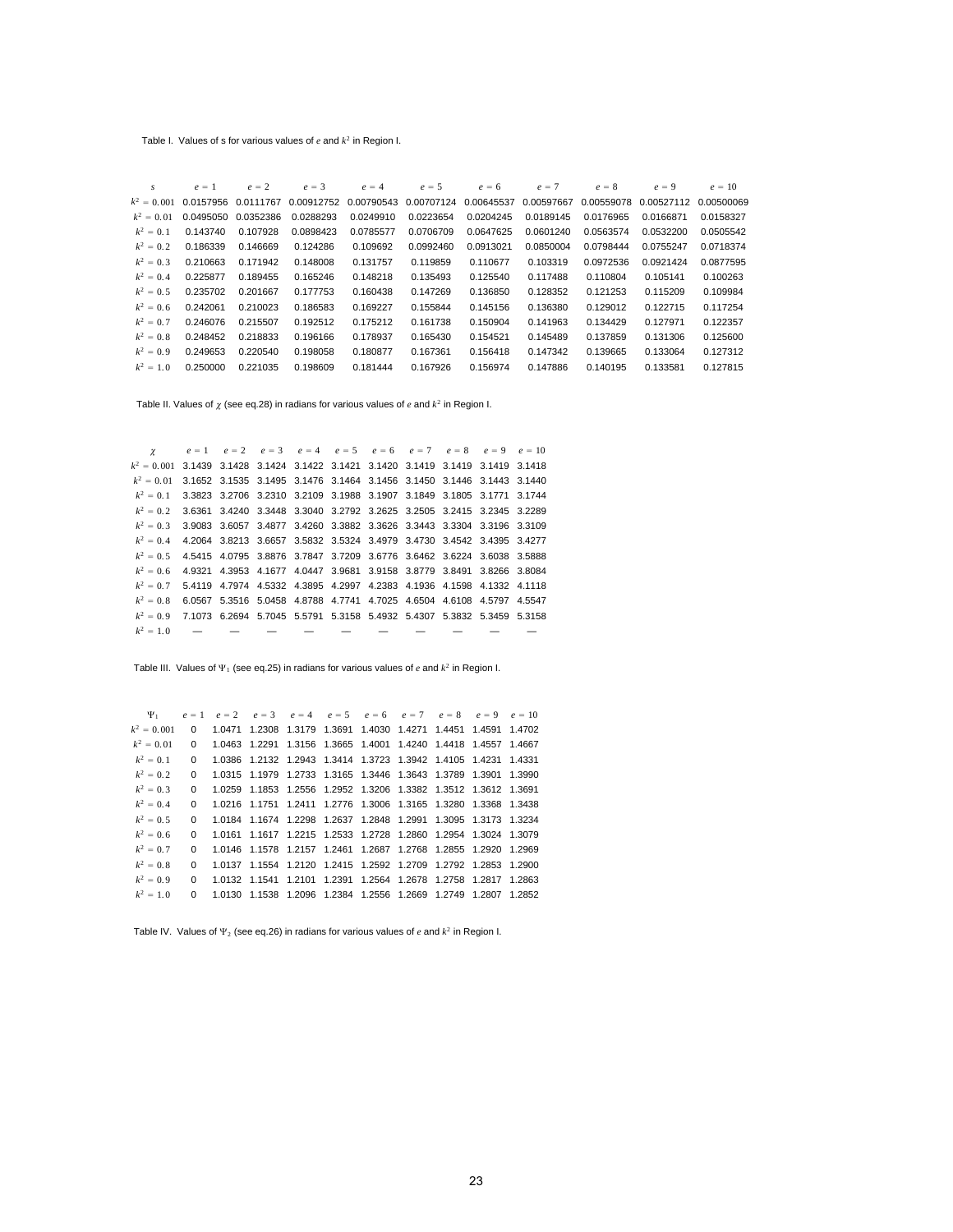Table I. Values of s for various values of $e$ and $k^2$ in Region I.

| $s$ | $e=1$ | $e=2$ | $e=3$ | $e=4$ | $e=5$ | $e=6$ | $e=7$ | $e=8$ | $e=9$ | $e=10$ |
|---|---|---|---|---|---|---|---|---|---|---|
| $k^2=0.001$ | 0.0157956 | 0.0111767 | 0.00912752 | 0.00790543 | 0.00707124 | 0.00645537 | 0.00597667 | 0.00559078 | 0.00527112 | 0.00500069 |
| $k^2=0.01$ | 0.0495050 | 0.0352386 | 0.0288293 | 0.0249910 | 0.0223654 | 0.0204245 | 0.0189145 | 0.0176965 | 0.0166871 | 0.0158327 |
| $k^2=0.1$ | 0.143740 | 0.107928 | 0.0898423 | 0.0785577 | 0.0706709 | 0.0647625 | 0.0601240 | 0.0563574 | 0.0532200 | 0.0505542 |
| $k^2=0.2$ | 0.186339 | 0.146669 | 0.124286 | 0.109692 | 0.0992460 | 0.0913021 | 0.0850004 | 0.0798444 | 0.0755247 | 0.0718374 |
| $k^2=0.3$ | 0.210663 | 0.171942 | 0.148008 | 0.131757 | 0.119859 | 0.110677 | 0.103319 | 0.0972536 | 0.0921424 | 0.0877595 |
| $k^2=0.4$ | 0.225877 | 0.189455 | 0.165246 | 0.148218 | 0.135493 | 0.125540 | 0.117488 | 0.110804 | 0.105141 | 0.100263 |
| $k^2=0.5$ | 0.235702 | 0.201667 | 0.177753 | 0.160438 | 0.147269 | 0.136850 | 0.128352 | 0.121253 | 0.115209 | 0.109984 |
| $k^2=0.6$ | 0.242061 | 0.210023 | 0.186583 | 0.169227 | 0.155844 | 0.145156 | 0.136380 | 0.129012 | 0.122715 | 0.117254 |
| $k^2=0.7$ | 0.246076 | 0.215507 | 0.192512 | 0.175212 | 0.161738 | 0.150904 | 0.141963 | 0.134429 | 0.127971 | 0.122357 |
| $k^2=0.8$ | 0.248452 | 0.218833 | 0.196166 | 0.178937 | 0.165430 | 0.154521 | 0.145489 | 0.137859 | 0.131306 | 0.125600 |
| $k^2=0.9$ | 0.249653 | 0.220540 | 0.198058 | 0.180877 | 0.167361 | 0.156418 | 0.147342 | 0.139665 | 0.133064 | 0.127312 |
| $k^2=1.0$ | 0.250000 | 0.221035 | 0.198609 | 0.181444 | 0.167926 | 0.156974 | 0.147886 | 0.140195 | 0.133581 | 0.127815 |

Table II. Values of $\chi$ (see eq.28) in radians for various values of $e$ and $k^2$ in Region I.

| $\chi$ | $e=1$ | $e=2$ | $e=3$ | $e=4$ | $e=5$ | $e=6$ | $e=7$ | $e=8$ | $e=9$ | $e=10$ |
|---|---|---|---|---|---|---|---|---|---|---|
| $k^2=0.001$ | 3.1439 | 3.1428 | 3.1424 | 3.1422 | 3.1421 | 3.1420 | 3.1419 | 3.1419 | 3.1419 | 3.1418 |
| $k^2=0.01$ | 3.1652 | 3.1535 | 3.1495 | 3.1476 | 3.1464 | 3.1456 | 3.1450 | 3.1446 | 3.1443 | 3.1440 |
| $k^2=0.1$ | 3.3823 | 3.2706 | 3.2310 | 3.2109 | 3.1988 | 3.1907 | 3.1849 | 3.1805 | 3.1771 | 3.1744 |
| $k^2=0.2$ | 3.6361 | 3.4240 | 3.3448 | 3.3040 | 3.2792 | 3.2625 | 3.2505 | 3.2415 | 3.2345 | 3.2289 |
| $k^2=0.3$ | 3.9083 | 3.6057 | 3.4877 | 3.4260 | 3.3882 | 3.3626 | 3.3443 | 3.3304 | 3.3196 | 3.3109 |
| $k^2=0.4$ | 4.2064 | 3.8213 | 3.6657 | 3.5832 | 3.5324 | 3.4979 | 3.4730 | 3.4542 | 3.4395 | 3.4277 |
| $k^2=0.5$ | 4.5415 | 4.0795 | 3.8876 | 3.7847 | 3.7209 | 3.6776 | 3.6462 | 3.6224 | 3.6038 | 3.5888 |
| $k^2=0.6$ | 4.9321 | 4.3953 | 4.1677 | 4.0447 | 3.9681 | 3.9158 | 3.8779 | 3.8491 | 3.8266 | 3.8084 |
| $k^2=0.7$ | 5.4119 | 4.7974 | 4.5332 | 4.3895 | 4.2997 | 4.2383 | 4.1936 | 4.1598 | 4.1332 | 4.1118 |
| $k^2=0.8$ | 6.0567 | 5.3516 | 5.0458 | 4.8788 | 4.7741 | 4.7025 | 4.6504 | 4.6108 | 4.5797 | 4.5547 |
| $k^2=0.9$ | 7.1073 | 6.2694 | 5.7045 | 5.5791 | 5.3158 | 5.4932 | 5.4307 | 5.3832 | 5.3459 | 5.3158 |
| $k^2=1.0$ | — | — | — | — | — | — | — | — | — | — |

Table III. Values of $\Psi_1$ (see eq.25) in radians for various values of $e$ and $k^2$ in Region I.

| $\Psi_1$ | $e=1$ | $e=2$ | $e=3$ | $e=4$ | $e=5$ | $e=6$ | $e=7$ | $e=8$ | $e=9$ | $e=10$ |
|---|---|---|---|---|---|---|---|---|---|---|
| $k^2=0.001$ | 0 | 1.0471 | 1.2308 | 1.3179 | 1.3691 | 1.4030 | 1.4271 | 1.4451 | 1.4591 | 1.4702 |
| $k^2=0.01$ | 0 | 1.0463 | 1.2291 | 1.3156 | 1.3665 | 1.4001 | 1.4240 | 1.4418 | 1.4557 | 1.4667 |
| $k^2=0.1$ | 0 | 1.0386 | 1.2132 | 1.2943 | 1.3414 | 1.3723 | 1.3942 | 1.4105 | 1.4231 | 1.4331 |
| $k^2=0.2$ | 0 | 1.0315 | 1.1979 | 1.2733 | 1.3165 | 1.3446 | 1.3643 | 1.3789 | 1.3901 | 1.3990 |
| $k^2=0.3$ | 0 | 1.0259 | 1.1853 | 1.2556 | 1.2952 | 1.3206 | 1.3382 | 1.3512 | 1.3612 | 1.3691 |
| $k^2=0.4$ | 0 | 1.0216 | 1.1751 | 1.2411 | 1.2776 | 1.3006 | 1.3165 | 1.3280 | 1.3368 | 1.3438 |
| $k^2=0.5$ | 0 | 1.0184 | 1.1674 | 1.2298 | 1.2637 | 1.2848 | 1.2991 | 1.3095 | 1.3173 | 1.3234 |
| $k^2=0.6$ | 0 | 1.0161 | 1.1617 | 1.2215 | 1.2533 | 1.2728 | 1.2860 | 1.2954 | 1.3024 | 1.3079 |
| $k^2=0.7$ | 0 | 1.0146 | 1.1578 | 1.2157 | 1.2461 | 1.2687 | 1.2768 | 1.2855 | 1.2920 | 1.2969 |
| $k^2=0.8$ | 0 | 1.0137 | 1.1554 | 1.2120 | 1.2415 | 1.2592 | 1.2709 | 1.2792 | 1.2853 | 1.2900 |
| $k^2=0.9$ | 0 | 1.0132 | 1.1541 | 1.2101 | 1.2391 | 1.2564 | 1.2678 | 1.2758 | 1.2817 | 1.2863 |
| $k^2=1.0$ | 0 | 1.0130 | 1.1538 | 1.2096 | 1.2384 | 1.2556 | 1.2669 | 1.2749 | 1.2807 | 1.2852 |

Table IV. Values of $\Psi_2$ (see eq.26) in radians for various values of $e$ and $k^2$ in Region I.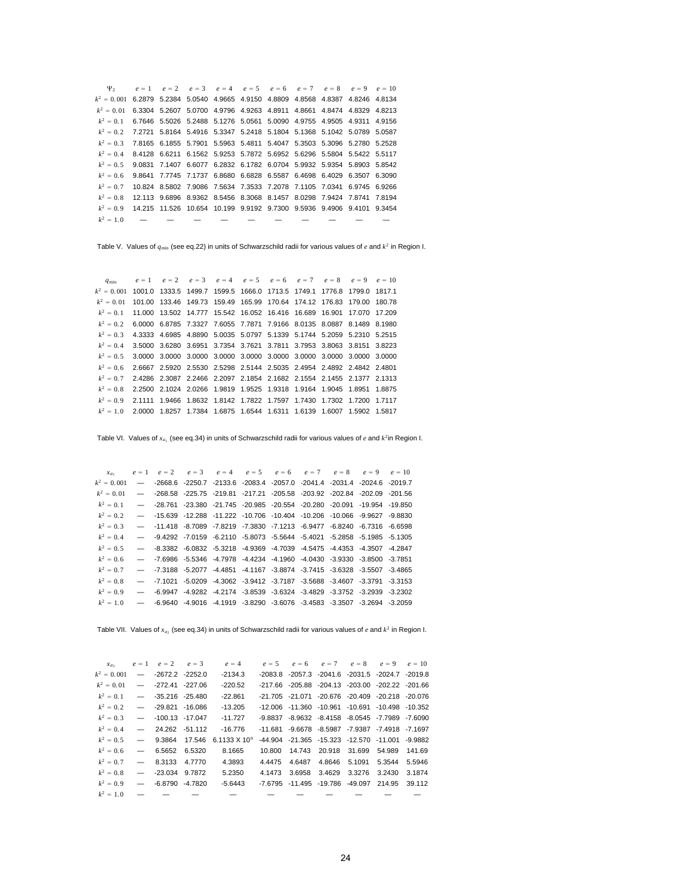| $\Psi_2$ | $e=1$ | $e=2$ | $e=3$ | $e=4$ | $e=5$ | $e=6$ | $e=7$ | $e=8$ | $e=9$ | $e=10$ |
|---|---|---|---|---|---|---|---|---|---|---|
| $k^2=0.001$ | 6.2879 | 5.2384 | 5.0540 | 4.9665 | 4.9150 | 4.8809 | 4.8568 | 4.8387 | 4.8246 | 4.8134 |
| $k^2=0.01$ | 6.3304 | 5.2607 | 5.0700 | 4.9796 | 4.9263 | 4.8911 | 4.8661 | 4.8474 | 4.8329 | 4.8213 |
| $k^2=0.1$ | 6.7646 | 5.5026 | 5.2488 | 5.1276 | 5.0561 | 5.0090 | 4.9755 | 4.9505 | 4.9311 | 4.9156 |
| $k^2=0.2$ | 7.2721 | 5.8164 | 5.4916 | 5.3347 | 5.2418 | 5.1804 | 5.1368 | 5.1042 | 5.0789 | 5.0587 |
| $k^2=0.3$ | 7.8165 | 6.1855 | 5.7901 | 5.5963 | 5.4811 | 5.4047 | 5.3503 | 5.3096 | 5.2780 | 5.2528 |
| $k^2=0.4$ | 8.4128 | 6.6211 | 6.1562 | 5.9253 | 5.7872 | 5.6952 | 5.6296 | 5.5804 | 5.5422 | 5.5117 |
| $k^2=0.5$ | 9.0831 | 7.1407 | 6.6077 | 6.2832 | 6.1782 | 6.0704 | 5.9932 | 5.9354 | 5.8903 | 5.8542 |
| $k^2=0.6$ | 9.8641 | 7.7745 | 7.1737 | 6.8680 | 6.6828 | 6.5587 | 6.4698 | 6.4029 | 6.3507 | 6.3090 |
| $k^2=0.7$ | 10.824 | 8.5802 | 7.9086 | 7.5634 | 7.3533 | 7.2078 | 7.1105 | 7.0341 | 6.9745 | 6.9266 |
| $k^2=0.8$ | 12.113 | 9.6896 | 8.9362 | 8.5456 | 8.3068 | 8.1457 | 8.0298 | 7.9424 | 7.8741 | 7.8194 |
| $k^2=0.9$ | 14.215 | 11.526 | 10.654 | 10.199 | 9.9192 | 9.7300 | 9.5936 | 9.4906 | 9.4101 | 9.3454 |
| $k^2=1.0$ | — | — | — | — | — | — | — | — | — | — |

Table V. Values of $q_{\min}$ (see eq.22) in units of Schwarzschild radii for various values of $e$ and $k^2$ in Region I.

| $q_{\min}$ | $e=1$ | $e=2$ | $e=3$ | $e=4$ | $e=5$ | $e=6$ | $e=7$ | $e=8$ | $e=9$ | $e=10$ |
|---|---|---|---|---|---|---|---|---|---|---|
| $k^2=0.001$ | 1001.0 | 1333.5 | 1499.7 | 1599.5 | 1666.0 | 1713.5 | 1749.1 | 1776.8 | 1799.0 | 1817.1 |
| $k^2=0.01$ | 101.00 | 133.46 | 149.73 | 159.49 | 165.99 | 170.64 | 174.12 | 176.83 | 179.00 | 180.78 |
| $k^2=0.1$ | 11.000 | 13.502 | 14.777 | 15.542 | 16.052 | 16.416 | 16.689 | 16.901 | 17.070 | 17.209 |
| $k^2=0.2$ | 6.0000 | 6.8785 | 7.3327 | 7.6055 | 7.7871 | 7.9166 | 8.0135 | 8.0887 | 8.1489 | 8.1980 |
| $k^2=0.3$ | 4.3333 | 4.6985 | 4.8890 | 5.0035 | 5.0797 | 5.1339 | 5.1744 | 5.2059 | 5.2310 | 5.2515 |
| $k^2=0.4$ | 3.5000 | 3.6280 | 3.6951 | 3.7354 | 3.7621 | 3.7811 | 3.7953 | 3.8063 | 3.8151 | 3.8223 |
| $k^2=0.5$ | 3.0000 | 3.0000 | 3.0000 | 3.0000 | 3.0000 | 3.0000 | 3.0000 | 3.0000 | 3.0000 | 3.0000 |
| $k^2=0.6$ | 2.6667 | 2.5920 | 2.5530 | 2.5298 | 2.5144 | 2.5035 | 2.4954 | 2.4892 | 2.4842 | 2.4801 |
| $k^2=0.7$ | 2.4286 | 2.3087 | 2.2466 | 2.2097 | 2.1854 | 2.1682 | 2.1554 | 2.1455 | 2.1377 | 2.1313 |
| $k^2=0.8$ | 2.2500 | 2.1024 | 2.0266 | 1.9819 | 1.9525 | 1.9318 | 1.9164 | 1.9045 | 1.8951 | 1.8875 |
| $k^2=0.9$ | 2.1111 | 1.9466 | 1.8632 | 1.8142 | 1.7822 | 1.7597 | 1.7430 | 1.7302 | 1.7200 | 1.7117 |
| $k^2=1.0$ | 2.0000 | 1.8257 | 1.7384 | 1.6875 | 1.6544 | 1.6311 | 1.6139 | 1.6007 | 1.5902 | 1.5817 |

Table VI. Values of $x_{a_1}$ (see eq.34) in units of Schwarzschild radii for various values of $e$ and $k^2$ in Region I.

| $x_{a_1}$ | $e=1$ | $e=2$ | $e=3$ | $e=4$ | $e=5$ | $e=6$ | $e=7$ | $e=8$ | $e=9$ | $e=10$ |
|---|---|---|---|---|---|---|---|---|---|---|
| $k^2=0.001$ | — | -2668.6 | -2250.7 | -2133.6 | -2083.4 | -2057.0 | -2041.4 | -2031.4 | -2024.6 | -2019.7 |
| $k^2=0.01$ | — | -268.58 | -225.75 | -219.81 | -217.21 | -205.58 | -203.92 | -202.84 | -202.09 | -201.56 |
| $k^2=0.1$ | — | -28.761 | -23.380 | -21.745 | -20.985 | -20.554 | -20.280 | -20.091 | -19.954 | -19.850 |
| $k^2=0.2$ | — | -15.639 | -12.288 | -11.222 | -10.706 | -10.404 | -10.206 | -10.066 | -9.9627 | -9.8830 |
| $k^2=0.3$ | — | -11.418 | -8.7089 | -7.8219 | -7.3830 | -7.1213 | -6.9477 | -6.8240 | -6.7316 | -6.6598 |
| $k^2=0.4$ | — | -9.4292 | -7.0159 | -6.2110 | -5.8073 | -5.5644 | -5.4021 | -5.2858 | -5.1985 | -5.1305 |
| $k^2=0.5$ | — | -8.3382 | -6.0832 | -5.3218 | -4.9369 | -4.7039 | -4.5475 | -4.4353 | -4.3507 | -4.2847 |
| $k^2=0.6$ | — | -7.6986 | -5.5346 | -4.7978 | -4.4234 | -4.1960 | -4.0430 | -3.9330 | -3.8500 | -3.7851 |
| $k^2=0.7$ | — | -7.3188 | -5.2077 | -4.4851 | -4.1167 | -3.8874 | -3.7415 | -3.6328 | -3.5507 | -3.4865 |
| $k^2=0.8$ | — | -7.1021 | -5.0209 | -4.3062 | -3.9412 | -3.7187 | -3.5688 | -3.4607 | -3.3791 | -3.3153 |
| $k^2=0.9$ | — | -6.9947 | -4.9282 | -4.2174 | -3.8539 | -3.6324 | -3.4829 | -3.3752 | -3.2939 | -3.2302 |
| $k^2=1.0$ | — | -6.9640 | -4.9016 | -4.1919 | -3.8290 | -3.6076 | -3.4583 | -3.3507 | -3.2694 | -3.2059 |

Table VII. Values of $x_{a_2}$ (see eq.34) in units of Schwarzschild radii for various values of $e$ and $k^2$ in Region I.

| $x_{a_2}$ | $e=1$ | $e=2$ | $e=3$ | $e=4$ | $e=5$ | $e=6$ | $e=7$ | $e=8$ | $e=9$ | $e=10$ |
|---|---|---|---|---|---|---|---|---|---|---|
| $k^2=0.001$ | — | -2672.2 | -2252.0 | -2134.3 | -2083.8 | -2057.3 | -2041.6 | -2031.5 | -2024.7 | -2019.8 |
| $k^2=0.01$ | — | -272.41 | -227.06 | -220.52 | -217.66 | -205.88 | -204.13 | -203.00 | -202.22 | -201.66 |
| $k^2=0.1$ | — | -35.216 | -25.480 | -22.861 | -21.705 | -21.071 | -20.676 | -20.409 | -20.218 | -20.076 |
| $k^2=0.2$ | — | -29.821 | -16.086 | -13.205 | -12.006 | -11.360 | -10.961 | -10.691 | -10.498 | -10.352 |
| $k^2=0.3$ | — | -100.13 | -17.047 | -11.727 | -9.8837 | -8.9632 | -8.4158 | -8.0545 | -7.7989 | -7.6090 |
| $k^2=0.4$ | — | 24.262 | -51.112 | -16.776 | -11.681 | -9.6678 | -8.5987 | -7.9387 | -7.4918 | -7.1697 |
| $k^2=0.5$ | — | 9.3864 | 17.546 | $6.1133 \times 10^9$ | -44.904 | -21.365 | -15.323 | -12.570 | -11.001 | -9.9882 |
| $k^2=0.6$ | — | 6.5652 | 6.5320 | 8.1665 | 10.800 | 14.743 | 20.918 | 31.699 | 54.989 | 141.69 |
| $k^2=0.7$ | — | 8.3133 | 4.7770 | 4.3893 | 4.4475 | 4.6487 | 4.8646 | 5.1091 | 5.3544 | 5.5946 |
| $k^2=0.8$ | — | -23.034 | 9.7872 | 5.2350 | 4.1473 | 3.6958 | 3.4629 | 3.3276 | 3.2430 | 3.1874 |
| $k^2=0.9$ | — | -6.8790 | -4.7820 | -5.6443 | -7.6795 | -11.495 | -19.786 | -49.097 | 214.95 | 39.112 |
| $k^2=1.0$ | — | — | — | — | — | — | — | — | — | — |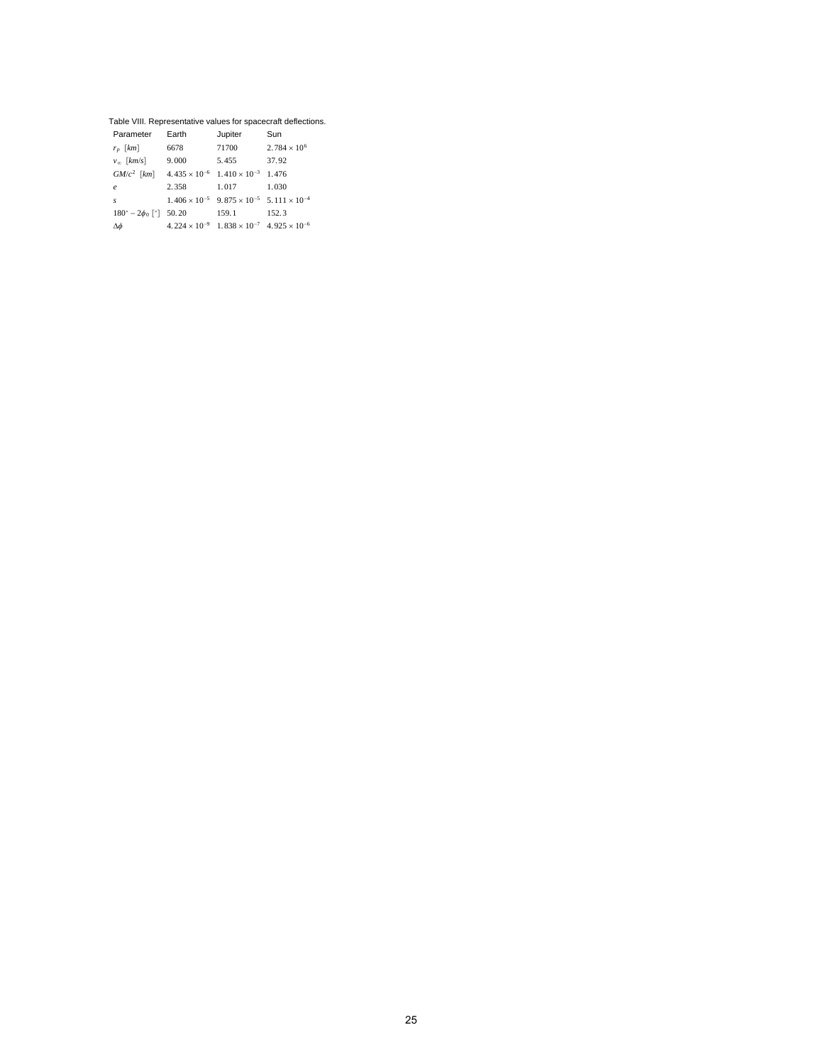Table VIII. Representative values for spacecraft deflections.

| Parameter | Earth | Jupiter | Sun |
|---|---|---|---|
| $r_p$ $[km]$ | 6678 | 71700 | $2.784 \times 10^6$ |
| $v_\infty$ $[km/s]$ | 9.000 | 5.455 | 37.92 |
| $GM/c^2$ $[km]$ | $4.435 \times 10^{-6}$ | $1.410 \times 10^{-3}$ | 1.476 |
| $e$ | 2.358 | 1.017 | 1.030 |
| $s$ | $1.406 \times 10^{-5}$ | $9.875 \times 10^{-5}$ | $5.111 \times 10^{-4}$ |
| $180^\circ - 2\phi_0$ $[^\circ]$ | 50.20 | 159.1 | 152.3 |
| $\Delta\phi$ | $4.224 \times 10^{-9}$ | $1.838 \times 10^{-7}$ | $4.925 \times 10^{-6}$ |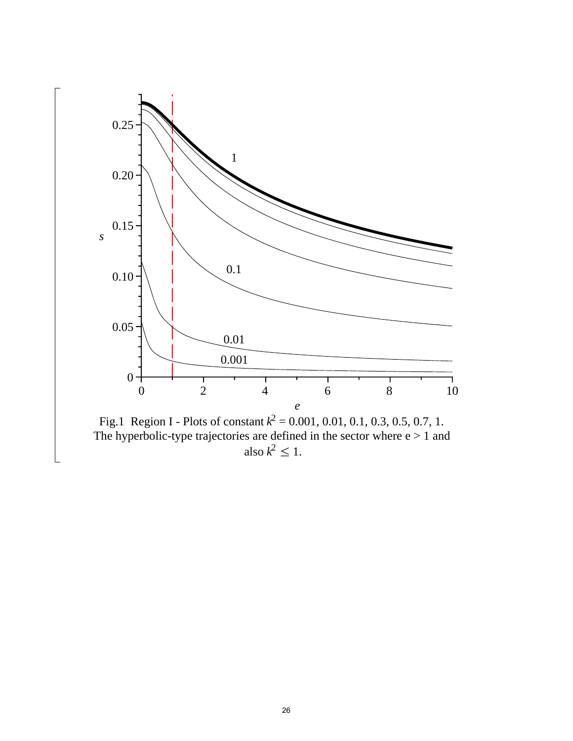Fig.1 Region I - Plots of constant $k^2$ = 0.001, 0.01, 0.1, 0.3, 0.5, 0.7, 1. The hyperbolic-type trajectories are defined in the sector where e > 1 and also $k^2 \leq 1$.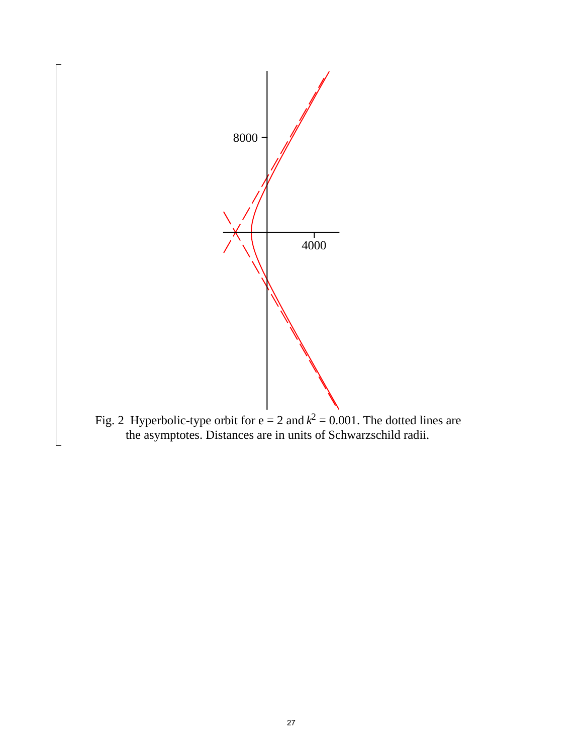Fig. 2 Hyperbolic-type orbit for e = 2 and $k^2 = 0.001$. The dotted lines are the asymptotes. Distances are in units of Schwarzschild radii.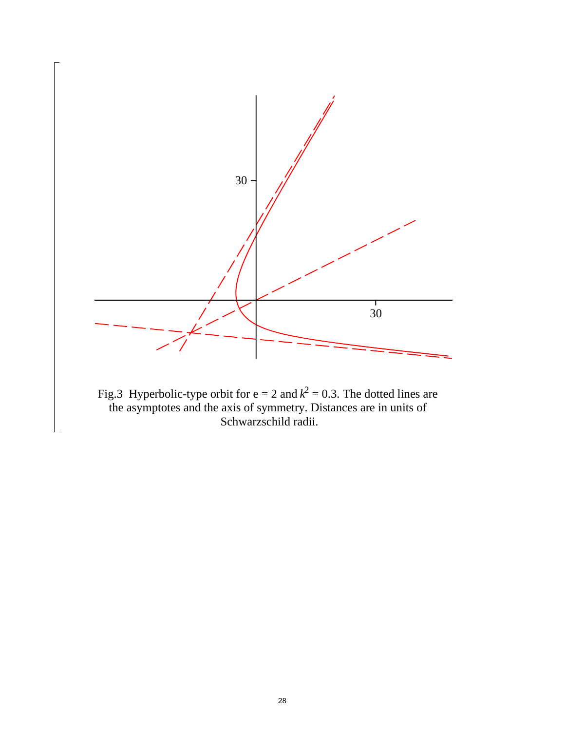Fig.3 Hyperbolic-type orbit for e = 2 and $k^2 = 0.3$. The dotted lines are the asymptotes and the axis of symmetry. Distances are in units of Schwarzschild radii.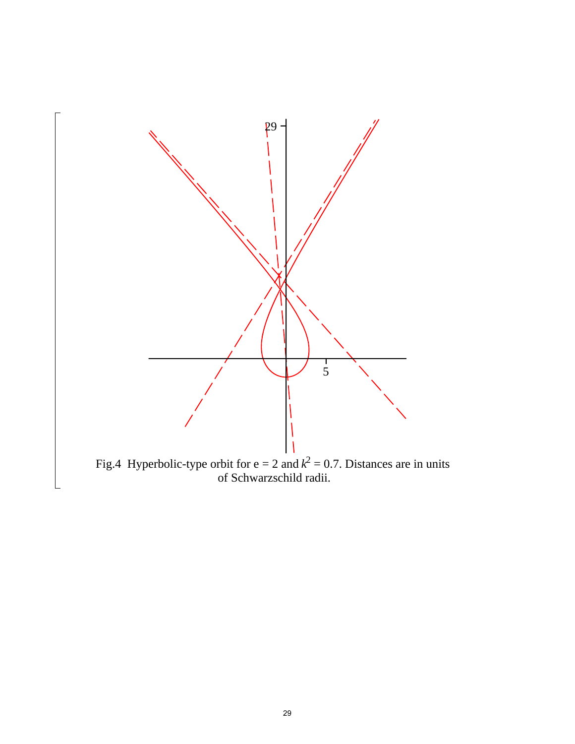Fig.4 Hyperbolic-type orbit for e = 2 and $k^2 = 0.7$. Distances are in units of Schwarzschild radii.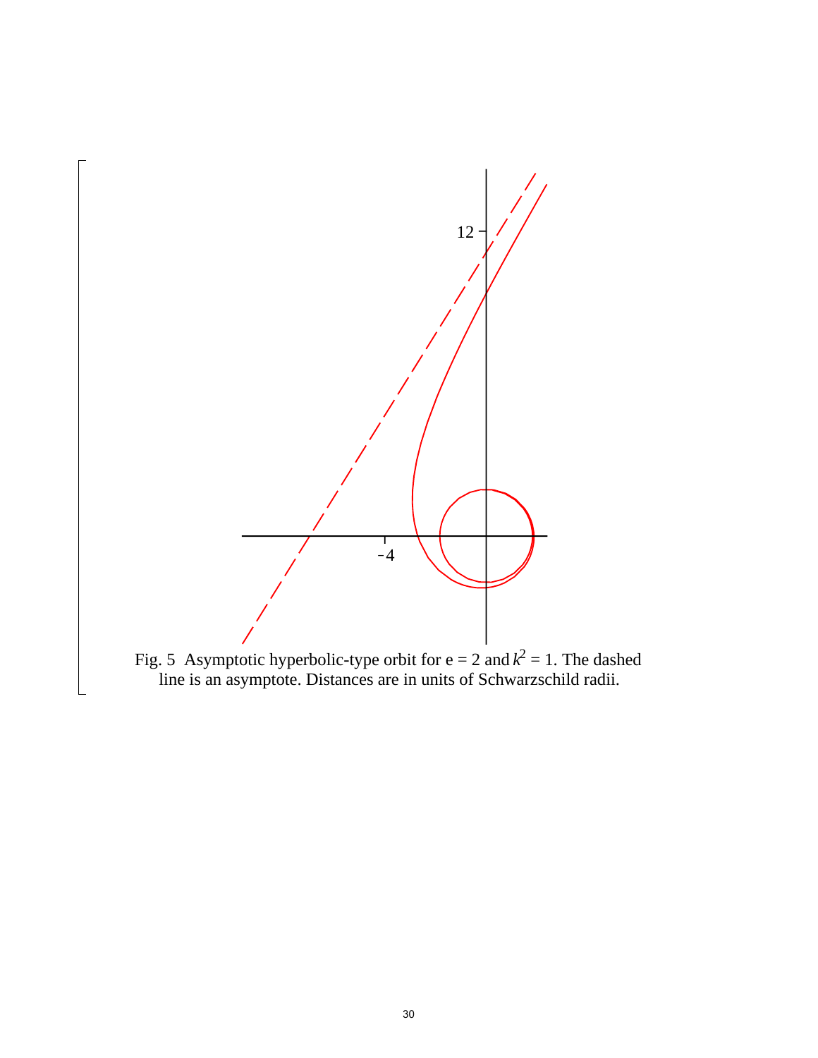Fig. 5 Asymptotic hyperbolic-type orbit for e = 2 and $k^2$ = 1. The dashed line is an asymptote. Distances are in units of Schwarzschild radii.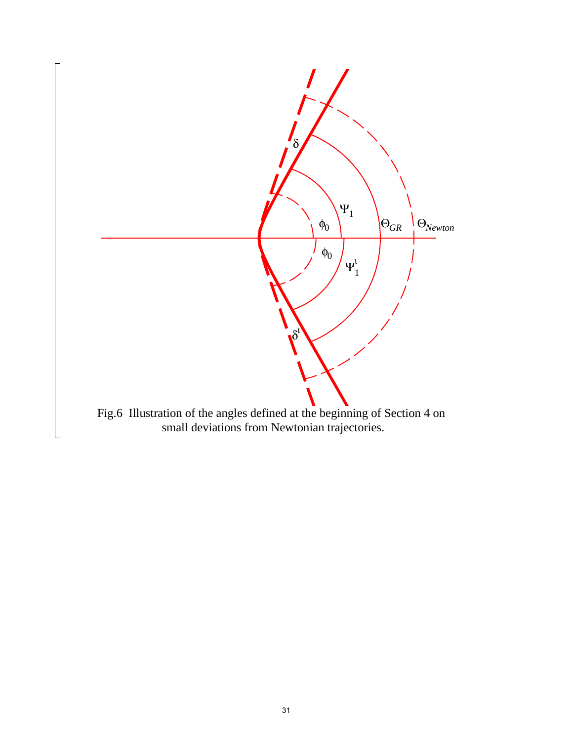$\delta$

$\Psi_1$

$\phi_0$

$\Theta_{GR}$

$\Theta_{Newton}$

$\phi_0$

$\Psi_1'$

$\delta'$

Fig.6 Illustration of the angles defined at the beginning of Section 4 on small deviations from Newtonian trajectories.